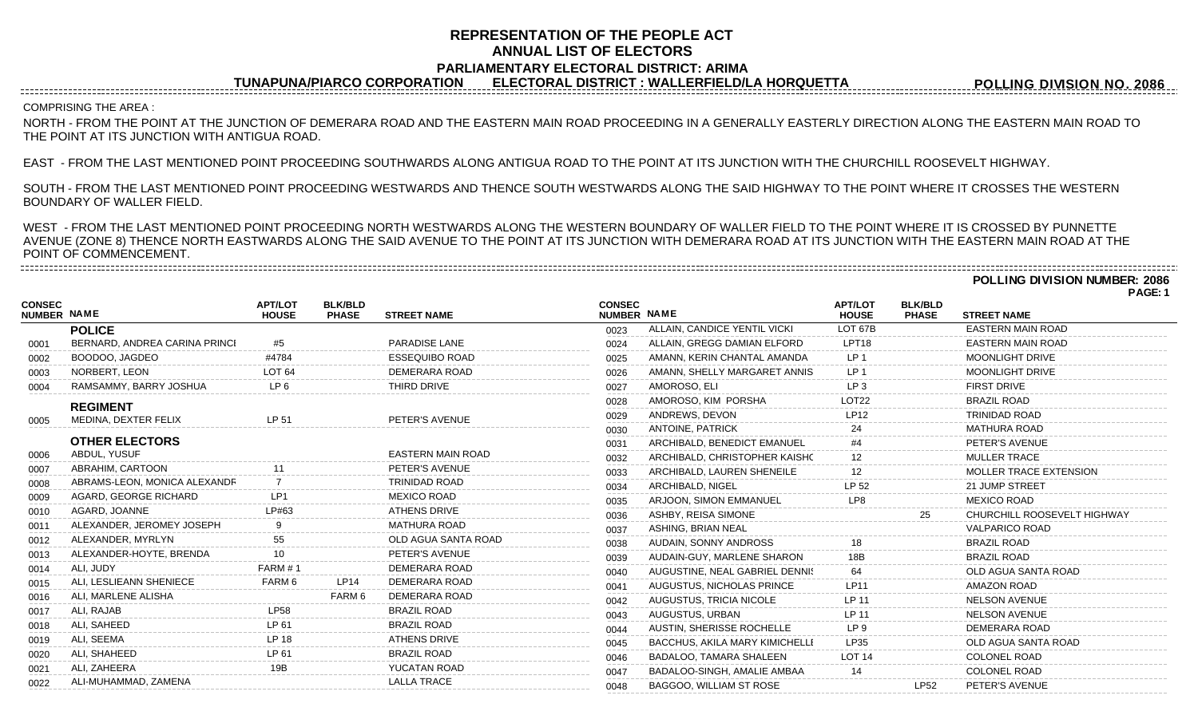# REPRESENTATION OF THE PEOPLE ACT
# ANNUAL LIST OF ELECTORS
## PARLIAMENTARY ELECTORAL DISTRICT: ARIMA
### TUNAPUNA/PIARCO CORPORATION ELECTORAL DISTRICT : WALLERFIELD/LA HORQUETTA

**POLLING DIVISION NO. 2086**

COMPRISING THE AREA :

NORTH - FROM THE POINT AT THE JUNCTION OF DEMERARA ROAD AND THE EASTERN MAIN ROAD PROCEEDING IN A GENERALLY EASTERLY DIRECTION ALONG THE EASTERN MAIN ROAD TO THE POINT AT ITS JUNCTION WITH ANTIGUA ROAD.

EAST - FROM THE LAST MENTIONED POINT PROCEEDING SOUTHWARDS ALONG ANTIGUA ROAD TO THE POINT AT ITS JUNCTION WITH THE CHURCHILL ROOSEVELT HIGHWAY.

SOUTH - FROM THE LAST MENTIONED POINT PROCEEDING WESTWARDS AND THENCE SOUTH WESTWARDS ALONG THE SAID HIGHWAY TO THE POINT WHERE IT CROSSES THE WESTERN BOUNDARY OF WALLER FIELD.

WEST - FROM THE LAST MENTIONED POINT PROCEEDING NORTH WESTWARDS ALONG THE WESTERN BOUNDARY OF WALLER FIELD TO THE POINT WHERE IT IS CROSSED BY PUNNETTE AVENUE (ZONE 8) THENCE NORTH EASTWARDS ALONG THE SAID AVENUE TO THE POINT AT ITS JUNCTION WITH DEMERARA ROAD AT ITS JUNCTION WITH THE EASTERN MAIN ROAD AT THE POINT OF COMMENCEMENT.

**POLLING DIVISION NUMBER: 2086**

| CONSEC NUMBER | NAME | APT/LOT HOUSE | BLK/BLD PHASE | STREET NAME |
|---|---|---|---|---|
| | **POLICE** | | | |
| 0001 | BERNARD, ANDREA CARINA PRINCI | #5 | | PARADISE LANE |
| 0002 | BOODOO, JAGDEO | #4784 | | ESSEQUIBO ROAD |
| 0003 | NORBERT, LEON | LOT 64 | | DEMERARA ROAD |
| 0004 | RAMSAMMY, BARRY JOSHUA | LP 6 | | THIRD DRIVE |
| | **REGIMENT** | | | |
| 0005 | MEDINA, DEXTER FELIX | LP 51 | | PETER'S AVENUE |
| | **OTHER ELECTORS** | | | |
| 0006 | ABDUL, YUSUF | | | EASTERN MAIN ROAD |
| 0007 | ABRAHIM, CARTOON | 11 | | PETER'S AVENUE |
| 0008 | ABRAMS-LEON, MONICA ALEXANDF | 7 | | TRINIDAD ROAD |
| 0009 | AGARD, GEORGE RICHARD | LP1 | | MEXICO ROAD |
| 0010 | AGARD, JOANNE | LP#63 | | ATHENS DRIVE |
| 0011 | ALEXANDER, JEROMEY JOSEPH | 9 | | MATHURA ROAD |
| 0012 | ALEXANDER, MYRLYN | 55 | | OLD AGUA SANTA ROAD |
| 0013 | ALEXANDER-HOYTE, BRENDA | 10 | | PETER'S AVENUE |
| 0014 | ALI, JUDY | FARM # 1 | | DEMERARA ROAD |
| 0015 | ALI, LESLIEANN SHENIECE | FARM 6 | LP14 | DEMERARA ROAD |
| 0016 | ALI, MARLENE ALISHA | | FARM 6 | DEMERARA ROAD |
| 0017 | ALI, RAJAB | LP58 | | BRAZIL ROAD |
| 0018 | ALI, SAHEED | LP 61 | | BRAZIL ROAD |
| 0019 | ALI, SEEMA | LP 18 | | ATHENS DRIVE |
| 0020 | ALI, SHAHEED | LP 61 | | BRAZIL ROAD |
| 0021 | ALI, ZAHEERA | 19B | | YUCATAN ROAD |
| 0022 | ALI-MUHAMMAD, ZAMENA | | | LALLA TRACE |
| 0023 | ALLAIN, CANDICE YENTIL VICKI | LOT 67B | | EASTERN MAIN ROAD |
| 0024 | ALLAIN, GREGG DAMIAN ELFORD | LPT18 | | EASTERN MAIN ROAD |
| 0025 | AMANN, KERIN CHANTAL AMANDA | LP 1 | | MOONLIGHT DRIVE |
| 0026 | AMANN, SHELLY MARGARET ANNIS | LP 1 | | MOONLIGHT DRIVE |
| 0027 | AMOROSO, ELI | LP 3 | | FIRST DRIVE |
| 0028 | AMOROSO, KIM PORSHA | LOT22 | | BRAZIL ROAD |
| 0029 | ANDREWS, DEVON | LP12 | | TRINIDAD ROAD |
| 0030 | ANTOINE, PATRICK | 24 | | MATHURA ROAD |
| 0031 | ARCHIBALD, BENEDICT EMANUEL | #4 | | PETER'S AVENUE |
| 0032 | ARCHIBALD, CHRISTOPHER KAISHC | 12 | | MULLER TRACE |
| 0033 | ARCHIBALD, LAUREN SHENEILE | 12 | | MOLLER TRACE EXTENSION |
| 0034 | ARCHIBALD, NIGEL | LP 52 | | 21 JUMP STREET |
| 0035 | ARJOON, SIMON EMMANUEL | LP8 | | MEXICO ROAD |
| 0036 | ASHBY, REISA SIMONE | | 25 | CHURCHILL ROOSEVELT HIGHWAY |
| 0037 | ASHING, BRIAN NEAL | | | VALPARICO ROAD |
| 0038 | AUDAIN, SONNY ANDROSS | 18 | | BRAZIL ROAD |
| 0039 | AUDAIN-GUY, MARLENE SHARON | 18B | | BRAZIL ROAD |
| 0040 | AUGUSTINE, NEAL GABRIEL DENNIS | 64 | | OLD AGUA SANTA ROAD |
| 0041 | AUGUSTUS, NICHOLAS PRINCE | LP11 | | AMAZON ROAD |
| 0042 | AUGUSTUS, TRICIA NICOLE | LP 11 | | NELSON AVENUE |
| 0043 | AUGUSTUS, URBAN | LP 11 | | NELSON AVENUE |
| 0044 | AUSTIN, SHERISSE ROCHELLE | LP 9 | | DEMERARA ROAD |
| 0045 | BACCHUS, AKILA MARY KIMICHELLI | LP35 | | OLD AGUA SANTA ROAD |
| 0046 | BADALOO, TAMARA SHALEEN | LOT 14 | | COLONEL ROAD |
| 0047 | BADALOO-SINGH, AMALIE AMBAA | 14 | | COLONEL ROAD |
| 0048 | BAGGOO, WILLIAM ST ROSE | | LP52 | PETER'S AVENUE |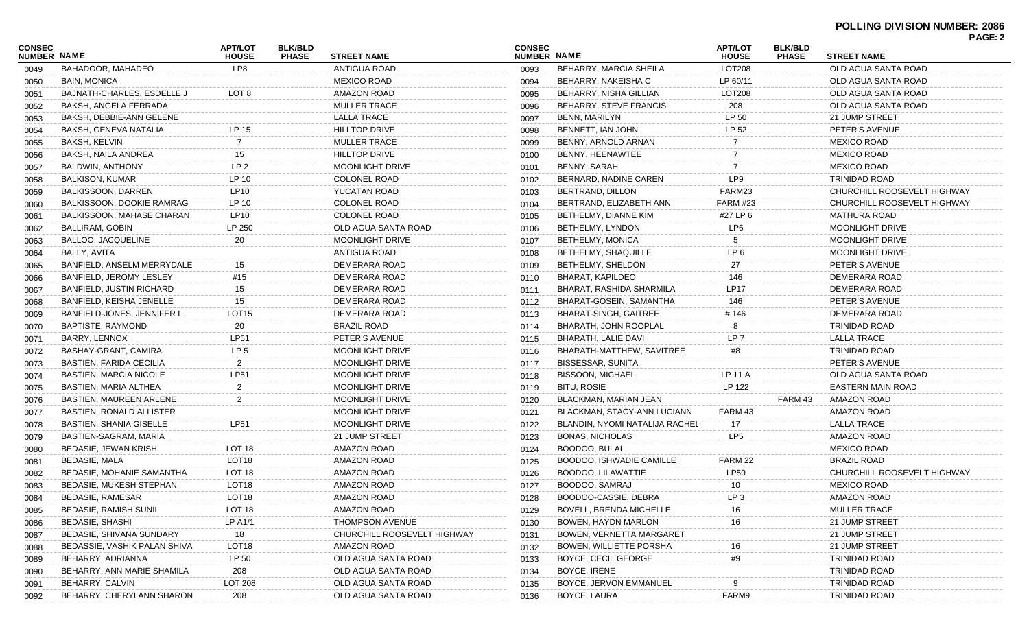**POLLING DIVISION NUMBER: 2086**

| CONSEC NUMBER | NAME | APT/LOT HOUSE | BLK/BLD PHASE | STREET NAME |
|---|---|---|---|---|
| 0049 | BAHADOOR, MAHADEO | LP8 | | ANTIGUA ROAD |
| 0050 | BAIN, MONICA | | | MEXICO ROAD |
| 0051 | BAJNATH-CHARLES, ESDELLE J | LOT 8 | | AMAZON ROAD |
| 0052 | BAKSH, ANGELA FERRADA | | | MULLER TRACE |
| 0053 | BAKSH, DEBBIE-ANN GELENE | | | LALLA TRACE |
| 0054 | BAKSH, GENEVA NATALIA | LP 15 | | HILLTOP DRIVE |
| 0055 | BAKSH, KELVIN | 7 | | MULLER TRACE |
| 0056 | BAKSH, NAILA ANDREA | 15 | | HILLTOP DRIVE |
| 0057 | BALDWIN, ANTHONY | LP 2 | | MOONLIGHT DRIVE |
| 0058 | BALKISON, KUMAR | LP 10 | | COLONEL ROAD |
| 0059 | BALKISSOON, DARREN | LP10 | | YUCATAN ROAD |
| 0060 | BALKISSOON, DOOKIE RAMRAG | LP 10 | | COLONEL ROAD |
| 0061 | BALKISSOON, MAHASE CHARAN | LP10 | | COLONEL ROAD |
| 0062 | BALLIRAM, GOBIN | LP 250 | | OLD AGUA SANTA ROAD |
| 0063 | BALLOO, JACQUELINE | 20 | | MOONLIGHT DRIVE |
| 0064 | BALLY, AVITA | | | ANTIGUA ROAD |
| 0065 | BANFIELD, ANSELM MERRYDALE | 15 | | DEMERARA ROAD |
| 0066 | BANFIELD, JEROMY LESLEY | #15 | | DEMERARA ROAD |
| 0067 | BANFIELD, JUSTIN RICHARD | 15 | | DEMERARA ROAD |
| 0068 | BANFIELD, KEISHA JENELLE | 15 | | DEMERARA ROAD |
| 0069 | BANFIELD-JONES, JENNIFER L | LOT15 | | DEMERARA ROAD |
| 0070 | BAPTISTE, RAYMOND | 20 | | BRAZIL ROAD |
| 0071 | BARRY, LENNOX | LP51 | | PETER'S AVENUE |
| 0072 | BASHAY-GRANT, CAMIRA | LP 5 | | MOONLIGHT DRIVE |
| 0073 | BASTIEN, FARIDA CECILIA | 2 | | MOONLIGHT DRIVE |
| 0074 | BASTIEN, MARCIA NICOLE | LP51 | | MOONLIGHT DRIVE |
| 0075 | BASTIEN, MARIA ALTHEA | 2 | | MOONLIGHT DRIVE |
| 0076 | BASTIEN, MAUREEN ARLENE | 2 | | MOONLIGHT DRIVE |
| 0077 | BASTIEN, RONALD ALLISTER | | | MOONLIGHT DRIVE |
| 0078 | BASTIEN, SHANIA GISELLE | LP51 | | MOONLIGHT DRIVE |
| 0079 | BASTIEN-SAGRAM, MARIA | | | 21 JUMP STREET |
| 0080 | BEDASIE, JEWAN KRISH | LOT 18 | | AMAZON ROAD |
| 0081 | BEDASIE, MALA | LOT18 | | AMAZON ROAD |
| 0082 | BEDASIE, MOHANIE SAMANTHA | LOT 18 | | AMAZON ROAD |
| 0083 | BEDASIE, MUKESH STEPHAN | LOT18 | | AMAZON ROAD |
| 0084 | BEDASIE, RAMESAR | LOT18 | | AMAZON ROAD |
| 0085 | BEDASIE, RAMISH SUNIL | LOT 18 | | AMAZON ROAD |
| 0086 | BEDASIE, SHASHI | LP A1/1 | | THOMPSON AVENUE |
| 0087 | BEDASIE, SHIVANA SUNDARY | 18 | | CHURCHILL ROOSEVELT HIGHWAY |
| 0088 | BEDASSIE, VASHIK PALAN SHIVA | LOT18 | | AMAZON ROAD |
| 0089 | BEHARRY, ADRIANNA | LP 50 | | OLD AGUA SANTA ROAD |
| 0090 | BEHARRY, ANN MARIE SHAMILA | 208 | | OLD AGUA SANTA ROAD |
| 0091 | BEHARRY, CALVIN | LOT 208 | | OLD AGUA SANTA ROAD |
| 0092 | BEHARRY, CHERYLANN SHARON | 208 | | OLD AGUA SANTA ROAD |
| 0093 | BEHARRY, MARCIA SHEILA | LOT208 | | OLD AGUA SANTA ROAD |
| 0094 | BEHARRY, NAKEISHA C | LP 60/11 | | OLD AGUA SANTA ROAD |
| 0095 | BEHARRY, NISHA GILLIAN | LOT208 | | OLD AGUA SANTA ROAD |
| 0096 | BEHARRY, STEVE FRANCIS | 208 | | OLD AGUA SANTA ROAD |
| 0097 | BENN, MARILYN | LP 50 | | 21 JUMP STREET |
| 0098 | BENNETT, IAN JOHN | LP 52 | | PETER'S AVENUE |
| 0099 | BENNY, ARNOLD ARNAN | 7 | | MEXICO ROAD |
| 0100 | BENNY, HEENAWTEE | 7 | | MEXICO ROAD |
| 0101 | BENNY, SARAH | 7 | | MEXICO ROAD |
| 0102 | BERNARD, NADINE CAREN | LP9 | | TRINIDAD ROAD |
| 0103 | BERTRAND, DILLON | FARM23 | | CHURCHILL ROOSEVELT HIGHWAY |
| 0104 | BERTRAND, ELIZABETH ANN | FARM #23 | | CHURCHILL ROOSEVELT HIGHWAY |
| 0105 | BETHELMY, DIANNE KIM | #27 LP 6 | | MATHURA ROAD |
| 0106 | BETHELMY, LYNDON | LP6 | | MOONLIGHT DRIVE |
| 0107 | BETHELMY, MONICA | 5 | | MOONLIGHT DRIVE |
| 0108 | BETHELMY, SHAQUILLE | LP 6 | | MOONLIGHT DRIVE |
| 0109 | BETHELMY, SHELDON | 27 | | PETER'S AVENUE |
| 0110 | BHARAT, KAPILDEO | 146 | | DEMERARA ROAD |
| 0111 | BHARAT, RASHIDA SHARMILA | LP17 | | DEMERARA ROAD |
| 0112 | BHARAT-GOSEIN, SAMANTHA | 146 | | PETER'S AVENUE |
| 0113 | BHARAT-SINGH, GAITREE | # 146 | | DEMERARA ROAD |
| 0114 | BHARATH, JOHN ROOPLAL | 8 | | TRINIDAD ROAD |
| 0115 | BHARATH, LALIE DAVI | LP 7 | | LALLA TRACE |
| 0116 | BHARATH-MATTHEW, SAVITREE | #8 | | TRINIDAD ROAD |
| 0117 | BISSESSAR, SUNITA | | | PETER'S AVENUE |
| 0118 | BISSOON, MICHAEL | LP 11 A | | OLD AGUA SANTA ROAD |
| 0119 | BITU, ROSIE | LP 122 | | EASTERN MAIN ROAD |
| 0120 | BLACKMAN, MARIAN JEAN | | FARM 43 | AMAZON ROAD |
| 0121 | BLACKMAN, STACY-ANN LUCIANN | FARM 43 | | AMAZON ROAD |
| 0122 | BLANDIN, NYOMI NATALIJA RACHEL | 17 | | LALLA TRACE |
| 0123 | BONAS, NICHOLAS | LP5 | | AMAZON ROAD |
| 0124 | BOODOO, BULAI | | | MEXICO ROAD |
| 0125 | BOODOO, ISHWADIE CAMILLE | FARM 22 | | BRAZIL ROAD |
| 0126 | BOODOO, LILAWATTIE | LP50 | | CHURCHILL ROOSEVELT HIGHWAY |
| 0127 | BOODOO, SAMRAJ | 10 | | MEXICO ROAD |
| 0128 | BOODOO-CASSIE, DEBRA | LP 3 | | AMAZON ROAD |
| 0129 | BOVELL, BRENDA MICHELLE | 16 | | MULLER TRACE |
| 0130 | BOWEN, HAYDN MARLON | 16 | | 21 JUMP STREET |
| 0131 | BOWEN, VERNETTA MARGARET | | | 21 JUMP STREET |
| 0132 | BOWEN, WILLIETTE PORSHA | 16 | | 21 JUMP STREET |
| 0133 | BOYCE, CECIL GEORGE | #9 | | TRINIDAD ROAD |
| 0134 | BOYCE, IRENE | | | TRINIDAD ROAD |
| 0135 | BOYCE, JERVON EMMANUEL | 9 | | TRINIDAD ROAD |
| 0136 | BOYCE, LAURA | FARM9 | | TRINIDAD ROAD |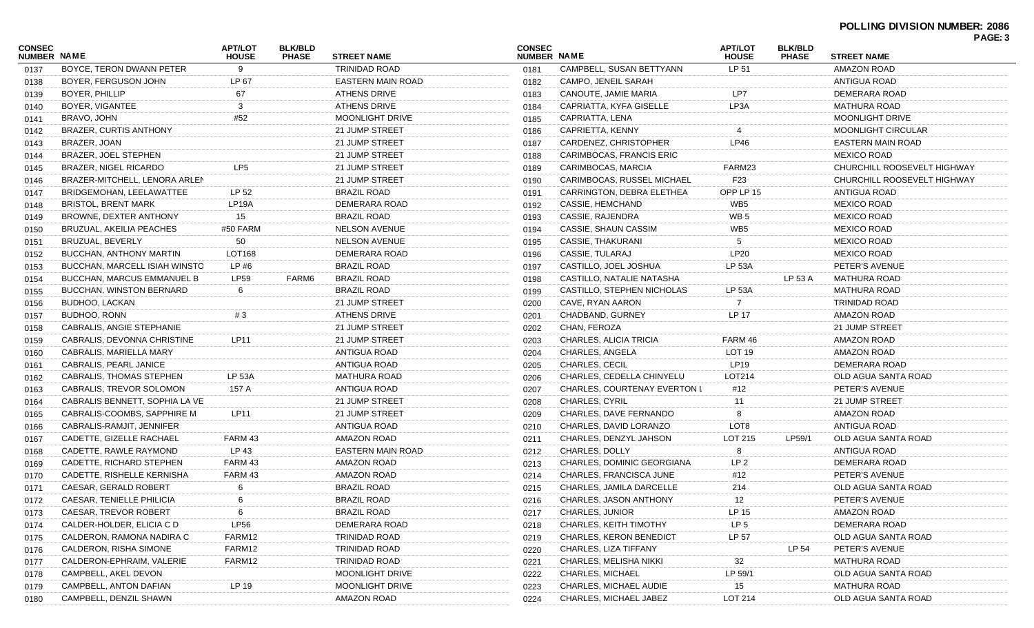**POLLING DIVISION NUMBER: 2086**

| CONSEC NUMBER | NAME | APT/LOT HOUSE | BLK/BLD PHASE | STREET NAME |
|---|---|---|---|---|
| 0137 | BOYCE, TERON DWANN PETER | 9 | | TRINIDAD ROAD |
| 0138 | BOYER, FERGUSON JOHN | LP 67 | | EASTERN MAIN ROAD |
| 0139 | BOYER, PHILLIP | 67 | | ATHENS DRIVE |
| 0140 | BOYER, VIGANTEE | 3 | | ATHENS DRIVE |
| 0141 | BRAVO, JOHN | #52 | | MOONLIGHT DRIVE |
| 0142 | BRAZER, CURTIS ANTHONY | | | 21 JUMP STREET |
| 0143 | BRAZER, JOAN | | | 21 JUMP STREET |
| 0144 | BRAZER, JOEL STEPHEN | | | 21 JUMP STREET |
| 0145 | BRAZER, NIGEL RICARDO | LP5 | | 21 JUMP STREET |
| 0146 | BRAZER-MITCHELL, LENORA ARLEN | | | 21 JUMP STREET |
| 0147 | BRIDGEMOHAN, LEELAWATTEE | LP 52 | | BRAZIL ROAD |
| 0148 | BRISTOL, BRENT MARK | LP19A | | DEMERARA ROAD |
| 0149 | BROWNE, DEXTER ANTHONY | 15 | | BRAZIL ROAD |
| 0150 | BRUZUAL, AKEILIA PEACHES | #50 FARM | | NELSON AVENUE |
| 0151 | BRUZUAL, BEVERLY | 50 | | NELSON AVENUE |
| 0152 | BUCCHAN, ANTHONY MARTIN | LOT168 | | DEMERARA ROAD |
| 0153 | BUCCHAN, MARCELL ISIAH WINSTO | LP #6 | | BRAZIL ROAD |
| 0154 | BUCCHAN, MARCUS EMMANUEL B | LP59 | FARM6 | BRAZIL ROAD |
| 0155 | BUCCHAN, WINSTON BERNARD | 6 | | BRAZIL ROAD |
| 0156 | BUDHOO, LACKAN | | | 21 JUMP STREET |
| 0157 | BUDHOO, RONN | # 3 | | ATHENS DRIVE |
| 0158 | CABRALIS, ANGIE STEPHANIE | | | 21 JUMP STREET |
| 0159 | CABRALIS, DEVONNA CHRISTINE | LP11 | | 21 JUMP STREET |
| 0160 | CABRALIS, MARIELLA MARY | | | ANTIGUA ROAD |
| 0161 | CABRALIS, PEARL JANICE | | | ANTIGUA ROAD |
| 0162 | CABRALIS, THOMAS STEPHEN | LP 53A | | MATHURA ROAD |
| 0163 | CABRALIS, TREVOR SOLOMON | 157 A | | ANTIGUA ROAD |
| 0164 | CABRALIS BENNETT, SOPHIA LA VE | | | 21 JUMP STREET |
| 0165 | CABRALIS-COOMBS, SAPPHIRE M | LP11 | | 21 JUMP STREET |
| 0166 | CABRALIS-RAMJIT, JENNIFER | | | ANTIGUA ROAD |
| 0167 | CADETTE, GIZELLE RACHAEL | FARM 43 | | AMAZON ROAD |
| 0168 | CADETTE, RAWLE RAYMOND | LP 43 | | EASTERN MAIN ROAD |
| 0169 | CADETTE, RICHARD STEPHEN | FARM 43 | | AMAZON ROAD |
| 0170 | CADETTE, RISHELLE KERNISHA | FARM 43 | | AMAZON ROAD |
| 0171 | CAESAR, GERALD ROBERT | 6 | | BRAZIL ROAD |
| 0172 | CAESAR, TENIELLE PHILICIA | 6 | | BRAZIL ROAD |
| 0173 | CAESAR, TREVOR ROBERT | 6 | | BRAZIL ROAD |
| 0174 | CALDER-HOLDER, ELICIA C D | LP56 | | DEMERARA ROAD |
| 0175 | CALDERON, RAMONA NADIRA C | FARM12 | | TRINIDAD ROAD |
| 0176 | CALDERON, RISHA SIMONE | FARM12 | | TRINIDAD ROAD |
| 0177 | CALDERON-EPHRAIM, VALERIE | FARM12 | | TRINIDAD ROAD |
| 0178 | CAMPBELL, AKEL DEVON | | | MOONLIGHT DRIVE |
| 0179 | CAMPBELL, ANTON DAFIAN | LP 19 | | MOONLIGHT DRIVE |
| 0180 | CAMPBELL, DENZIL SHAWN | | | AMAZON ROAD |
| 0181 | CAMPBELL, SUSAN BETTYANN | LP 51 | | AMAZON ROAD |
| 0182 | CAMPO, JENEIL SARAH | | | ANTIGUA ROAD |
| 0183 | CANOUTE, JAMIE MARIA | LP7 | | DEMERARA ROAD |
| 0184 | CAPRIATTA, KYFA GISELLE | LP3A | | MATHURA ROAD |
| 0185 | CAPRIATTA, LENA | | | MOONLIGHT DRIVE |
| 0186 | CAPRIETTA, KENNY | 4 | | MOONLIGHT CIRCULAR |
| 0187 | CARDENEZ, CHRISTOPHER | LP46 | | EASTERN MAIN ROAD |
| 0188 | CARIMBOCAS, FRANCIS ERIC | | | MEXICO ROAD |
| 0189 | CARIMBOCAS, MARCIA | FARM23 | | CHURCHILL ROOSEVELT HIGHWAY |
| 0190 | CARIMBOCAS, RUSSEL MICHAEL | F23 | | CHURCHILL ROOSEVELT HIGHWAY |
| 0191 | CARRINGTON, DEBRA ELETHEA | OPP LP 15 | | ANTIGUA ROAD |
| 0192 | CASSIE, HEMCHAND | WB5 | | MEXICO ROAD |
| 0193 | CASSIE, RAJENDRA | WB 5 | | MEXICO ROAD |
| 0194 | CASSIE, SHAUN CASSIM | WB5 | | MEXICO ROAD |
| 0195 | CASSIE, THAKURANI | 5 | | MEXICO ROAD |
| 0196 | CASSIE, TULARAJ | LP20 | | MEXICO ROAD |
| 0197 | CASTILLO, JOEL JOSHUA | LP 53A | | PETER'S AVENUE |
| 0198 | CASTILLO, NATALIE NATASHA | | LP 53 A | MATHURA ROAD |
| 0199 | CASTILLO, STEPHEN NICHOLAS | LP 53A | | MATHURA ROAD |
| 0200 | CAVE, RYAN AARON | 7 | | TRINIDAD ROAD |
| 0201 | CHADBAND, GURNEY | LP 17 | | AMAZON ROAD |
| 0202 | CHAN, FEROZA | | | 21 JUMP STREET |
| 0203 | CHARLES, ALICIA TRICIA | FARM 46 | | AMAZON ROAD |
| 0204 | CHARLES, ANGELA | LOT 19 | | AMAZON ROAD |
| 0205 | CHARLES, CECIL | LP19 | | DEMERARA ROAD |
| 0206 | CHARLES, CEDELLA CHINYELU | LOT214 | | OLD AGUA SANTA ROAD |
| 0207 | CHARLES, COURTENAY EVERTON L | #12 | | PETER'S AVENUE |
| 0208 | CHARLES, CYRIL | 11 | | 21 JUMP STREET |
| 0209 | CHARLES, DAVE FERNANDO | 8 | | AMAZON ROAD |
| 0210 | CHARLES, DAVID LORANZO | LOT8 | | ANTIGUA ROAD |
| 0211 | CHARLES, DENZYL JAHSON | LOT 215 | LP59/1 | OLD AGUA SANTA ROAD |
| 0212 | CHARLES, DOLLY | 8 | | ANTIGUA ROAD |
| 0213 | CHARLES, DOMINIC GEORGIANA | LP 2 | | DEMERARA ROAD |
| 0214 | CHARLES, FRANCISCA JUNE | #12 | | PETER'S AVENUE |
| 0215 | CHARLES, JAMILA DARCELLE | 214 | | OLD AGUA SANTA ROAD |
| 0216 | CHARLES, JASON ANTHONY | 12 | | PETER'S AVENUE |
| 0217 | CHARLES, JUNIOR | LP 15 | | AMAZON ROAD |
| 0218 | CHARLES, KEITH TIMOTHY | LP 5 | | DEMERARA ROAD |
| 0219 | CHARLES, KERON BENEDICT | LP 57 | | OLD AGUA SANTA ROAD |
| 0220 | CHARLES, LIZA TIFFANY | | LP 54 | PETER'S AVENUE |
| 0221 | CHARLES, MELISHA NIKKI | 32 | | MATHURA ROAD |
| 0222 | CHARLES, MICHAEL | LP 59/1 | | OLD AGUA SANTA ROAD |
| 0223 | CHARLES, MICHAEL AUDIE | 15 | | MATHURA ROAD |
| 0224 | CHARLES, MICHAEL JABEZ | LOT 214 | | OLD AGUA SANTA ROAD |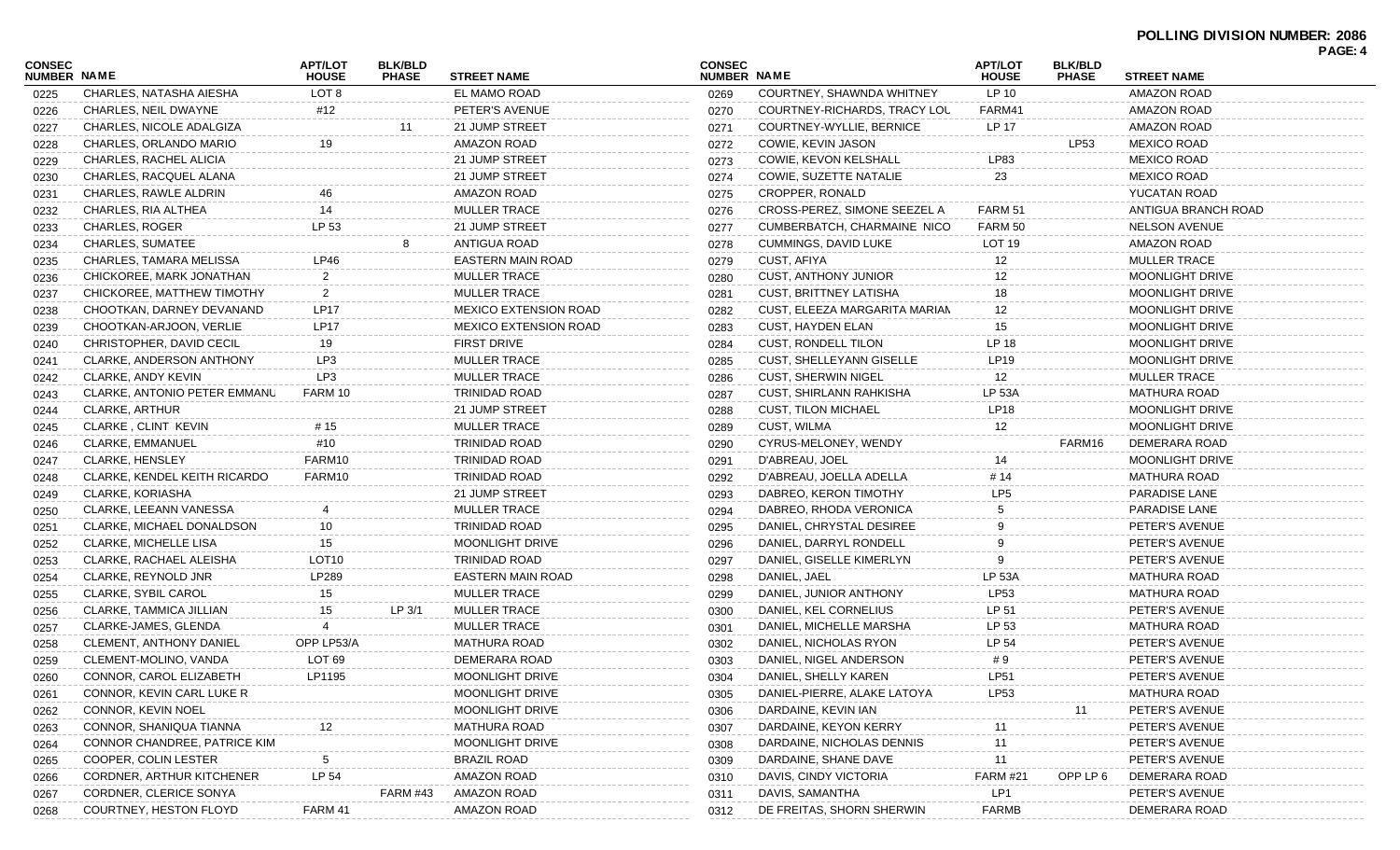**POLLING DIVISION NUMBER: 2086**

| CONSEC NUMBER | NAME | APT/LOT HOUSE | BLK/BLD PHASE | STREET NAME |
|---|---|---|---|---|
| 0225 | CHARLES, NATASHA AIESHA | LOT 8 | | EL MAMO ROAD |
| 0226 | CHARLES, NEIL DWAYNE | #12 | | PETER'S AVENUE |
| 0227 | CHARLES, NICOLE ADALGIZA | | 11 | 21 JUMP STREET |
| 0228 | CHARLES, ORLANDO MARIO | 19 | | AMAZON ROAD |
| 0229 | CHARLES, RACHEL ALICIA | | | 21 JUMP STREET |
| 0230 | CHARLES, RACQUEL ALANA | | | 21 JUMP STREET |
| 0231 | CHARLES, RAWLE ALDRIN | 46 | | AMAZON ROAD |
| 0232 | CHARLES, RIA ALTHEA | 14 | | MULLER TRACE |
| 0233 | CHARLES, ROGER | LP 53 | | 21 JUMP STREET |
| 0234 | CHARLES, SUMATEE | | 8 | ANTIGUA ROAD |
| 0235 | CHARLES, TAMARA MELISSA | LP46 | | EASTERN MAIN ROAD |
| 0236 | CHICKOREE, MARK JONATHAN | 2 | | MULLER TRACE |
| 0237 | CHICKOREE, MATTHEW TIMOTHY | 2 | | MULLER TRACE |
| 0238 | CHOOTKAN, DARNEY DEVANAND | LP17 | | MEXICO EXTENSION ROAD |
| 0239 | CHOOTKAN-ARJOON, VERLIE | LP17 | | MEXICO EXTENSION ROAD |
| 0240 | CHRISTOPHER, DAVID CECIL | 19 | | FIRST DRIVE |
| 0241 | CLARKE, ANDERSON ANTHONY | LP3 | | MULLER TRACE |
| 0242 | CLARKE, ANDY KEVIN | LP3 | | MULLER TRACE |
| 0243 | CLARKE, ANTONIO PETER EMMANU | FARM 10 | | TRINIDAD ROAD |
| 0244 | CLARKE, ARTHUR | | | 21 JUMP STREET |
| 0245 | CLARKE , CLINT KEVIN | # 15 | | MULLER TRACE |
| 0246 | CLARKE, EMMANUEL | #10 | | TRINIDAD ROAD |
| 0247 | CLARKE, HENSLEY | FARM10 | | TRINIDAD ROAD |
| 0248 | CLARKE, KENDEL KEITH RICARDO | FARM10 | | TRINIDAD ROAD |
| 0249 | CLARKE, KORIASHA | | | 21 JUMP STREET |
| 0250 | CLARKE, LEEANN VANESSA | 4 | | MULLER TRACE |
| 0251 | CLARKE, MICHAEL DONALDSON | 10 | | TRINIDAD ROAD |
| 0252 | CLARKE, MICHELLE LISA | 15 | | MOONLIGHT DRIVE |
| 0253 | CLARKE, RACHAEL ALEISHA | LOT10 | | TRINIDAD ROAD |
| 0254 | CLARKE, REYNOLD JNR | LP289 | | EASTERN MAIN ROAD |
| 0255 | CLARKE, SYBIL CAROL | 15 | | MULLER TRACE |
| 0256 | CLARKE, TAMMICA JILLIAN | 15 | LP 3/1 | MULLER TRACE |
| 0257 | CLARKE-JAMES, GLENDA | 4 | | MULLER TRACE |
| 0258 | CLEMENT, ANTHONY DANIEL | OPP LP53/A | | MATHURA ROAD |
| 0259 | CLEMENT-MOLINO, VANDA | LOT 69 | | DEMERARA ROAD |
| 0260 | CONNOR, CAROL ELIZABETH | LP1195 | | MOONLIGHT DRIVE |
| 0261 | CONNOR, KEVIN CARL LUKE R | | | MOONLIGHT DRIVE |
| 0262 | CONNOR, KEVIN NOEL | | | MOONLIGHT DRIVE |
| 0263 | CONNOR, SHANIQUA TIANNA | 12 | | MATHURA ROAD |
| 0264 | CONNOR CHANDREE, PATRICE KIM | | | MOONLIGHT DRIVE |
| 0265 | COOPER, COLIN LESTER | 5 | | BRAZIL ROAD |
| 0266 | CORDNER, ARTHUR KITCHENER | LP 54 | | AMAZON ROAD |
| 0267 | CORDNER, CLERICE SONYA | | FARM #43 | AMAZON ROAD |
| 0268 | COURTNEY, HESTON FLOYD | FARM 41 | | AMAZON ROAD |
| 0269 | COURTNEY, SHAWNDA WHITNEY | LP 10 | | AMAZON ROAD |
| 0270 | COURTNEY-RICHARDS, TRACY LOU | FARM41 | | AMAZON ROAD |
| 0271 | COURTNEY-WYLLIE, BERNICE | LP 17 | | AMAZON ROAD |
| 0272 | COWIE, KEVIN JASON | | LP53 | MEXICO ROAD |
| 0273 | COWIE, KEVON KELSHALL | LP83 | | MEXICO ROAD |
| 0274 | COWIE, SUZETTE NATALIE | 23 | | MEXICO ROAD |
| 0275 | CROPPER, RONALD | | | YUCATAN ROAD |
| 0276 | CROSS-PEREZ, SIMONE SEEZEL A | FARM 51 | | ANTIGUA BRANCH ROAD |
| 0277 | CUMBERBATCH, CHARMAINE NICO | FARM 50 | | NELSON AVENUE |
| 0278 | CUMMINGS, DAVID LUKE | LOT 19 | | AMAZON ROAD |
| 0279 | CUST, AFIYA | 12 | | MULLER TRACE |
| 0280 | CUST, ANTHONY JUNIOR | 12 | | MOONLIGHT DRIVE |
| 0281 | CUST, BRITTNEY LATISHA | 18 | | MOONLIGHT DRIVE |
| 0282 | CUST, ELEEZA MARGARITA MARIAN | 12 | | MOONLIGHT DRIVE |
| 0283 | CUST, HAYDEN ELAN | 15 | | MOONLIGHT DRIVE |
| 0284 | CUST, RONDELL TILON | LP 18 | | MOONLIGHT DRIVE |
| 0285 | CUST, SHELLEYANN GISELLE | LP19 | | MOONLIGHT DRIVE |
| 0286 | CUST, SHERWIN NIGEL | 12 | | MULLER TRACE |
| 0287 | CUST, SHIRLANN RAHKISHA | LP 53A | | MATHURA ROAD |
| 0288 | CUST, TILON MICHAEL | LP18 | | MOONLIGHT DRIVE |
| 0289 | CUST, WILMA | 12 | | MOONLIGHT DRIVE |
| 0290 | CYRUS-MELONEY, WENDY | | FARM16 | DEMERARA ROAD |
| 0291 | D'ABREAU, JOEL | 14 | | MOONLIGHT DRIVE |
| 0292 | D'ABREAU, JOELLA ADELLA | # 14 | | MATHURA ROAD |
| 0293 | DABREO, KERON TIMOTHY | LP5 | | PARADISE LANE |
| 0294 | DABREO, RHODA VERONICA | 5 | | PARADISE LANE |
| 0295 | DANIEL, CHRYSTAL DESIREE | 9 | | PETER'S AVENUE |
| 0296 | DANIEL, DARRYL RONDELL | 9 | | PETER'S AVENUE |
| 0297 | DANIEL, GISELLE KIMERLYN | 9 | | PETER'S AVENUE |
| 0298 | DANIEL, JAEL | LP 53A | | MATHURA ROAD |
| 0299 | DANIEL, JUNIOR ANTHONY | LP53 | | MATHURA ROAD |
| 0300 | DANIEL, KEL CORNELIUS | LP 51 | | PETER'S AVENUE |
| 0301 | DANIEL, MICHELLE MARSHA | LP 53 | | MATHURA ROAD |
| 0302 | DANIEL, NICHOLAS RYON | LP 54 | | PETER'S AVENUE |
| 0303 | DANIEL, NIGEL ANDERSON | # 9 | | PETER'S AVENUE |
| 0304 | DANIEL, SHELLY KAREN | LP51 | | PETER'S AVENUE |
| 0305 | DANIEL-PIERRE, ALAKE LATOYA | LP53 | | MATHURA ROAD |
| 0306 | DARDAINE, KEVIN IAN | | 11 | PETER'S AVENUE |
| 0307 | DARDAINE, KEYON KERRY | 11 | | PETER'S AVENUE |
| 0308 | DARDAINE, NICHOLAS DENNIS | 11 | | PETER'S AVENUE |
| 0309 | DARDAINE, SHANE DAVE | 11 | | PETER'S AVENUE |
| 0310 | DAVIS, CINDY VICTORIA | FARM #21 | OPP LP 6 | DEMERARA ROAD |
| 0311 | DAVIS, SAMANTHA | LP1 | | PETER'S AVENUE |
| 0312 | DE FREITAS, SHORN SHERWIN | FARMB | | DEMERARA ROAD |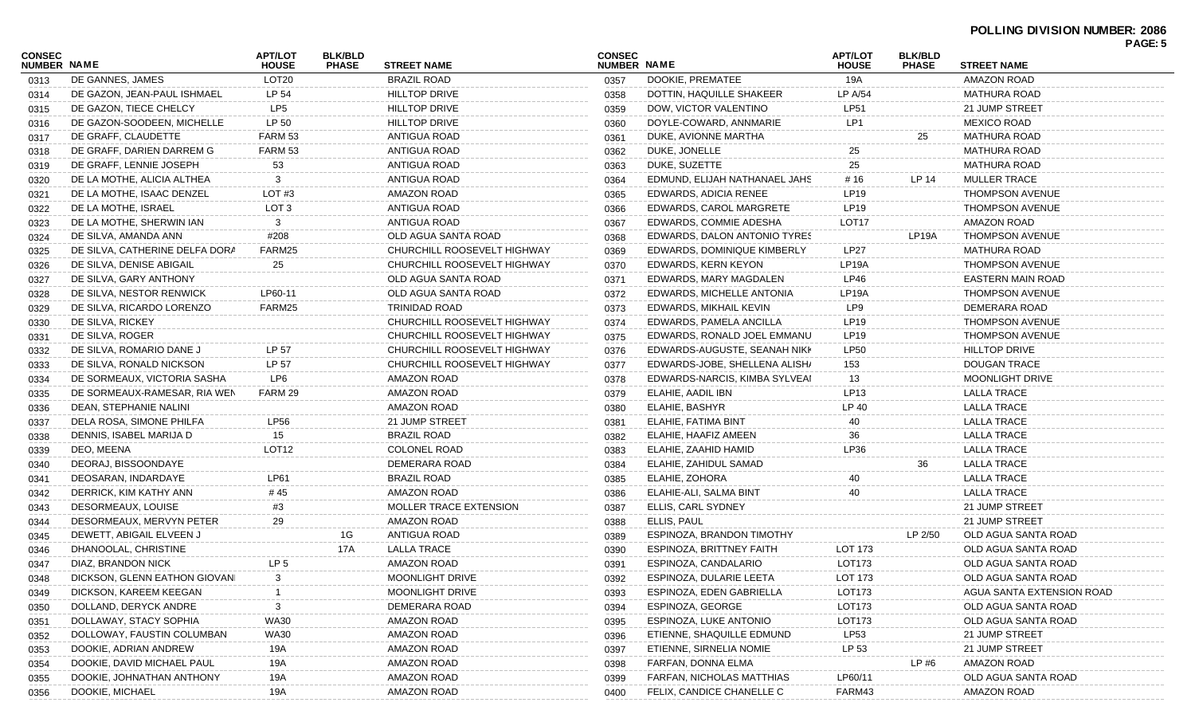**POLLING DIVISION NUMBER: 2086**

| CONSEC NUMBER | NAME | APT/LOT HOUSE | BLK/BLD PHASE | STREET NAME |
|---|---|---|---|---|
| 0313 | DE GANNES, JAMES | LOT20 | | BRAZIL ROAD |
| 0314 | DE GAZON, JEAN-PAUL ISHMAEL | LP 54 | | HILLTOP DRIVE |
| 0315 | DE GAZON, TIECE CHELCY | LP5 | | HILLTOP DRIVE |
| 0316 | DE GAZON-SOODEEN, MICHELLE | LP 50 | | HILLTOP DRIVE |
| 0317 | DE GRAFF, CLAUDETTE | FARM 53 | | ANTIGUA ROAD |
| 0318 | DE GRAFF, DARIEN DARREM G | FARM 53 | | ANTIGUA ROAD |
| 0319 | DE GRAFF, LENNIE JOSEPH | 53 | | ANTIGUA ROAD |
| 0320 | DE LA MOTHE, ALICIA ALTHEA | 3 | | ANTIGUA ROAD |
| 0321 | DE LA MOTHE, ISAAC DENZEL | LOT #3 | | AMAZON ROAD |
| 0322 | DE LA MOTHE, ISRAEL | LOT 3 | | ANTIGUA ROAD |
| 0323 | DE LA MOTHE, SHERWIN IAN | 3 | | ANTIGUA ROAD |
| 0324 | DE SILVA, AMANDA ANN | #208 | | OLD AGUA SANTA ROAD |
| 0325 | DE SILVA, CATHERINE DELFA DORA | FARM25 | | CHURCHILL ROOSEVELT HIGHWAY |
| 0326 | DE SILVA, DENISE ABIGAIL | 25 | | CHURCHILL ROOSEVELT HIGHWAY |
| 0327 | DE SILVA, GARY ANTHONY | | | OLD AGUA SANTA ROAD |
| 0328 | DE SILVA, NESTOR RENWICK | LP60-11 | | OLD AGUA SANTA ROAD |
| 0329 | DE SILVA, RICARDO LORENZO | FARM25 | | TRINIDAD ROAD |
| 0330 | DE SILVA, RICKEY | | | CHURCHILL ROOSEVELT HIGHWAY |
| 0331 | DE SILVA, ROGER | | | CHURCHILL ROOSEVELT HIGHWAY |
| 0332 | DE SILVA, ROMARIO DANE J | LP 57 | | CHURCHILL ROOSEVELT HIGHWAY |
| 0333 | DE SILVA, RONALD NICKSON | LP 57 | | CHURCHILL ROOSEVELT HIGHWAY |
| 0334 | DE SORMEAUX, VICTORIA SASHA | LP6 | | AMAZON ROAD |
| 0335 | DE SORMEAUX-RAMESAR, RIA WEN | FARM 29 | | AMAZON ROAD |
| 0336 | DEAN, STEPHANIE NALINI | | | AMAZON ROAD |
| 0337 | DELA ROSA, SIMONE PHILFA | LP56 | | 21 JUMP STREET |
| 0338 | DENNIS, ISABEL MARIJA D | 15 | | BRAZIL ROAD |
| 0339 | DEO, MEENA | LOT12 | | COLONEL ROAD |
| 0340 | DEORAJ, BISSOONDAYE | | | DEMERARA ROAD |
| 0341 | DEOSARAN, INDARDAYE | LP61 | | BRAZIL ROAD |
| 0342 | DERRICK, KIM KATHY ANN | # 45 | | AMAZON ROAD |
| 0343 | DESORMEAUX, LOUISE | #3 | | MOLLER TRACE EXTENSION |
| 0344 | DESORMEAUX, MERVYN PETER | 29 | | AMAZON ROAD |
| 0345 | DEWETT, ABIGAIL ELVEEN J | | 1G | ANTIGUA ROAD |
| 0346 | DHANOOLAL, CHRISTINE | | 17A | LALLA TRACE |
| 0347 | DIAZ, BRANDON NICK | LP 5 | | AMAZON ROAD |
| 0348 | DICKSON, GLENN EATHON GIOVANI | 3 | | MOONLIGHT DRIVE |
| 0349 | DICKSON, KAREEM KEEGAN | 1 | | MOONLIGHT DRIVE |
| 0350 | DOLLAND, DERYCK ANDRE | 3 | | DEMERARA ROAD |
| 0351 | DOLLAWAY, STACY SOPHIA | WA30 | | AMAZON ROAD |
| 0352 | DOLLOWAY, FAUSTIN COLUMBAN | WA30 | | AMAZON ROAD |
| 0353 | DOOKIE, ADRIAN ANDREW | 19A | | AMAZON ROAD |
| 0354 | DOOKIE, DAVID MICHAEL PAUL | 19A | | AMAZON ROAD |
| 0355 | DOOKIE, JOHNATHAN ANTHONY | 19A | | AMAZON ROAD |
| 0356 | DOOKIE, MICHAEL | 19A | | AMAZON ROAD |
| 0357 | DOOKIE, PREMATEE | 19A | | AMAZON ROAD |
| 0358 | DOTTIN, HAQUILLE SHAKEER | LP A/54 | | MATHURA ROAD |
| 0359 | DOW, VICTOR VALENTINO | LP51 | | 21 JUMP STREET |
| 0360 | DOYLE-COWARD, ANNMARIE | LP1 | | MEXICO ROAD |
| 0361 | DUKE, AVIONNE MARTHA | | 25 | MATHURA ROAD |
| 0362 | DUKE, JONELLE | 25 | | MATHURA ROAD |
| 0363 | DUKE, SUZETTE | 25 | | MATHURA ROAD |
| 0364 | EDMUND, ELIJAH NATHANAEL JAHS | # 16 | LP 14 | MULLER TRACE |
| 0365 | EDWARDS, ADICIA RENEE | LP19 | | THOMPSON AVENUE |
| 0366 | EDWARDS, CAROL MARGRETE | LP19 | | THOMPSON AVENUE |
| 0367 | EDWARDS, COMMIE ADESHA | LOT17 | | AMAZON ROAD |
| 0368 | EDWARDS, DALON ANTONIO TYRES | | LP19A | THOMPSON AVENUE |
| 0369 | EDWARDS, DOMINIQUE KIMBERLY | LP27 | | MATHURA ROAD |
| 0370 | EDWARDS, KERN KEYON | LP19A | | THOMPSON AVENUE |
| 0371 | EDWARDS, MARY MAGDALEN | LP46 | | EASTERN MAIN ROAD |
| 0372 | EDWARDS, MICHELLE ANTONIA | LP19A | | THOMPSON AVENUE |
| 0373 | EDWARDS, MIKHAIL KEVIN | LP9 | | DEMERARA ROAD |
| 0374 | EDWARDS, PAMELA ANCILLA | LP19 | | THOMPSON AVENUE |
| 0375 | EDWARDS, RONALD JOEL EMMANU | LP19 | | THOMPSON AVENUE |
| 0376 | EDWARDS-AUGUSTE, SEANAH NIKK | LP50 | | HILLTOP DRIVE |
| 0377 | EDWARDS-JOBE, SHELLENA ALISHA | 153 | | DOUGAN TRACE |
| 0378 | EDWARDS-NARCIS, KIMBA SYLVEAI | 13 | | MOONLIGHT DRIVE |
| 0379 | ELAHIE, AADIL IBN | LP13 | | LALLA TRACE |
| 0380 | ELAHIE, BASHYR | LP 40 | | LALLA TRACE |
| 0381 | ELAHIE, FATIMA BINT | 40 | | LALLA TRACE |
| 0382 | ELAHIE, HAAFIZ AMEEN | 36 | | LALLA TRACE |
| 0383 | ELAHIE, ZAAHID HAMID | LP36 | | LALLA TRACE |
| 0384 | ELAHIE, ZAHIDUL SAMAD | | 36 | LALLA TRACE |
| 0385 | ELAHIE, ZOHORA | 40 | | LALLA TRACE |
| 0386 | ELAHIE-ALI, SALMA BINT | 40 | | LALLA TRACE |
| 0387 | ELLIS, CARL SYDNEY | | | 21 JUMP STREET |
| 0388 | ELLIS, PAUL | | | 21 JUMP STREET |
| 0389 | ESPINOZA, BRANDON TIMOTHY | | LP 2/50 | OLD AGUA SANTA ROAD |
| 0390 | ESPINOZA, BRITTNEY FAITH | LOT 173 | | OLD AGUA SANTA ROAD |
| 0391 | ESPINOZA, CANDALARIO | LOT173 | | OLD AGUA SANTA ROAD |
| 0392 | ESPINOZA, DULARIE LEETA | LOT 173 | | OLD AGUA SANTA ROAD |
| 0393 | ESPINOZA, EDEN GABRIELLA | LOT173 | | AGUA SANTA EXTENSION ROAD |
| 0394 | ESPINOZA, GEORGE | LOT173 | | OLD AGUA SANTA ROAD |
| 0395 | ESPINOZA, LUKE ANTONIO | LOT173 | | OLD AGUA SANTA ROAD |
| 0396 | ETIENNE, SHAQUILLE EDMUND | LP53 | | 21 JUMP STREET |
| 0397 | ETIENNE, SIRNELIA NOMIE | LP 53 | | 21 JUMP STREET |
| 0398 | FARFAN, DONNA ELMA | | LP #6 | AMAZON ROAD |
| 0399 | FARFAN, NICHOLAS MATTHIAS | LP60/11 | | OLD AGUA SANTA ROAD |
| 0400 | FELIX, CANDICE CHANELLE C | FARM43 | | AMAZON ROAD |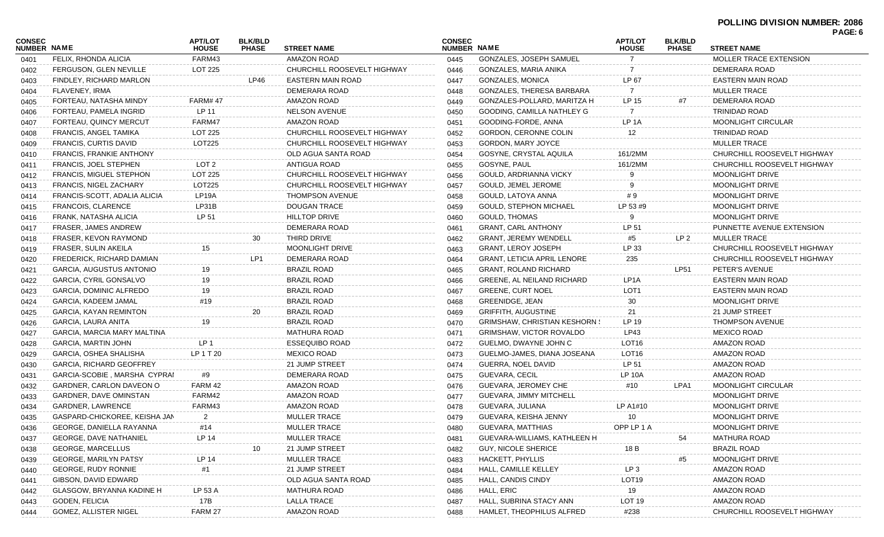**POLLING DIVISION NUMBER: 2086**

| CONSEC NUMBER | NAME | APT/LOT HOUSE | BLK/BLD PHASE | STREET NAME |
|---|---|---|---|---|
| 0401 | FELIX, RHONDA ALICIA | FARM43 | | AMAZON ROAD |
| 0402 | FERGUSON, GLEN NEVILLE | LOT 225 | | CHURCHILL ROOSEVELT HIGHWAY |
| 0403 | FINDLEY, RICHARD MARLON | | LP46 | EASTERN MAIN ROAD |
| 0404 | FLAVENEY, IRMA | | | DEMERARA ROAD |
| 0405 | FORTEAU, NATASHA MINDY | FARM# 47 | | AMAZON ROAD |
| 0406 | FORTEAU, PAMELA INGRID | LP 11 | | NELSON AVENUE |
| 0407 | FORTEAU, QUINCY MERCUT | FARM47 | | AMAZON ROAD |
| 0408 | FRANCIS, ANGEL TAMIKA | LOT 225 | | CHURCHILL ROOSEVELT HIGHWAY |
| 0409 | FRANCIS, CURTIS DAVID | LOT225 | | CHURCHILL ROOSEVELT HIGHWAY |
| 0410 | FRANCIS, FRANKIE ANTHONY | | | OLD AGUA SANTA ROAD |
| 0411 | FRANCIS, JOEL STEPHEN | LOT 2 | | ANTIGUA ROAD |
| 0412 | FRANCIS, MIGUEL STEPHON | LOT 225 | | CHURCHILL ROOSEVELT HIGHWAY |
| 0413 | FRANCIS, NIGEL ZACHARY | LOT225 | | CHURCHILL ROOSEVELT HIGHWAY |
| 0414 | FRANCIS-SCOTT, ADALIA ALICIA | LP19A | | THOMPSON AVENUE |
| 0415 | FRANCOIS, CLARENCE | LP31B | | DOUGAN TRACE |
| 0416 | FRANK, NATASHA ALICIA | LP 51 | | HILLTOP DRIVE |
| 0417 | FRASER, JAMES ANDREW | | | DEMERARA ROAD |
| 0418 | FRASER, KEVON RAYMOND | | 30 | THIRD DRIVE |
| 0419 | FRASER, SULIN AKEILA | 15 | | MOONLIGHT DRIVE |
| 0420 | FREDERICK, RICHARD DAMIAN | | LP1 | DEMERARA ROAD |
| 0421 | GARCIA, AUGUSTUS ANTONIO | 19 | | BRAZIL ROAD |
| 0422 | GARCIA, CYRIL GONSALVO | 19 | | BRAZIL ROAD |
| 0423 | GARCIA, DOMINIC ALFREDO | 19 | | BRAZIL ROAD |
| 0424 | GARCIA, KADEEM JAMAL | #19 | | BRAZIL ROAD |
| 0425 | GARCIA, KAYAN REMINTON | | 20 | BRAZIL ROAD |
| 0426 | GARCIA, LAURA ANITA | 19 | | BRAZIL ROAD |
| 0427 | GARCIA, MARCIA MARY MALTINA | | | MATHURA ROAD |
| 0428 | GARCIA, MARTIN JOHN | LP 1 | | ESSEQUIBO ROAD |
| 0429 | GARCIA, OSHEA SHALISHA | LP 1 T 20 | | MEXICO ROAD |
| 0430 | GARCIA, RICHARD GEOFFREY | | | 21 JUMP STREET |
| 0431 | GARCIA-SCOBIE , MARSHA CYPRAI | #9 | | DEMERARA ROAD |
| 0432 | GARDNER, CARLON DAVEON O | FARM 42 | | AMAZON ROAD |
| 0433 | GARDNER, DAVE OMINSTAN | FARM42 | | AMAZON ROAD |
| 0434 | GARDNER, LAWRENCE | FARM43 | | AMAZON ROAD |
| 0435 | GASPARD-CHICKOREE, KEISHA JAN | 2 | | MULLER TRACE |
| 0436 | GEORGE, DANIELLA RAYANNA | #14 | | MULLER TRACE |
| 0437 | GEORGE, DAVE NATHANIEL | LP 14 | | MULLER TRACE |
| 0438 | GEORGE, MARCELLUS | | 10 | 21 JUMP STREET |
| 0439 | GEORGE, MARILYN PATSY | LP 14 | | MULLER TRACE |
| 0440 | GEORGE, RUDY RONNIE | #1 | | 21 JUMP STREET |
| 0441 | GIBSON, DAVID EDWARD | | | OLD AGUA SANTA ROAD |
| 0442 | GLASGOW, BRYANNA KADINE H | LP 53 A | | MATHURA ROAD |
| 0443 | GODEN, FELICIA | 17B | | LALLA TRACE |
| 0444 | GOMEZ, ALLISTER NIGEL | FARM 27 | | AMAZON ROAD |
| 0445 | GONZALES, JOSEPH SAMUEL | 7 | | MOLLER TRACE EXTENSION |
| 0446 | GONZALES, MARIA ANIKA | 7 | | DEMERARA ROAD |
| 0447 | GONZALES, MONICA | LP 67 | | EASTERN MAIN ROAD |
| 0448 | GONZALES, THERESA BARBARA | 7 | | MULLER TRACE |
| 0449 | GONZALES-POLLARD, MARITZA H | LP 15 | #7 | DEMERARA ROAD |
| 0450 | GOODING, CAMILLA NATHLEY G | 7 | | TRINIDAD ROAD |
| 0451 | GOODING-FORDE, ANNA | LP 1A | | MOONLIGHT CIRCULAR |
| 0452 | GORDON, CERONNE COLIN | 12 | | TRINIDAD ROAD |
| 0453 | GORDON, MARY JOYCE | | | MULLER TRACE |
| 0454 | GOSYNE, CRYSTAL AQUILA | 161/2MM | | CHURCHILL ROOSEVELT HIGHWAY |
| 0455 | GOSYNE, PAUL | 161/2MM | | CHURCHILL ROOSEVELT HIGHWAY |
| 0456 | GOULD, ARDRIANNA VICKY | 9 | | MOONLIGHT DRIVE |
| 0457 | GOULD, JEMEL JEROME | 9 | | MOONLIGHT DRIVE |
| 0458 | GOULD, LATOYA ANNA | # 9 | | MOONLIGHT DRIVE |
| 0459 | GOULD, STEPHON MICHAEL | LP 53 #9 | | MOONLIGHT DRIVE |
| 0460 | GOULD, THOMAS | 9 | | MOONLIGHT DRIVE |
| 0461 | GRANT, CARL ANTHONY | LP 51 | | PUNNETTE AVENUE EXTENSION |
| 0462 | GRANT, JEREMY WENDELL | #5 | LP 2 | MULLER TRACE |
| 0463 | GRANT, LEROY JOSEPH | LP 33 | | CHURCHILL ROOSEVELT HIGHWAY |
| 0464 | GRANT, LETICIA APRIL LENORE | 235 | | CHURCHILL ROOSEVELT HIGHWAY |
| 0465 | GRANT, ROLAND RICHARD | | LP51 | PETER'S AVENUE |
| 0466 | GREENE, AL NEILAND RICHARD | LP1A | | EASTERN MAIN ROAD |
| 0467 | GREENE, CURT NOEL | LOT1 | | EASTERN MAIN ROAD |
| 0468 | GREENIDGE, JEAN | 30 | | MOONLIGHT DRIVE |
| 0469 | GRIFFITH, AUGUSTINE | 21 | | 21 JUMP STREET |
| 0470 | GRIMSHAW, CHRISTIAN KESHORN | LP 19 | | THOMPSON AVENUE |
| 0471 | GRIMSHAW, VICTOR ROVALDO | LP43 | | MEXICO ROAD |
| 0472 | GUELMO, DWAYNE JOHN C | LOT16 | | AMAZON ROAD |
| 0473 | GUELMO-JAMES, DIANA JOSEANA | LOT16 | | AMAZON ROAD |
| 0474 | GUERRA, NOEL DAVID | LP 51 | | AMAZON ROAD |
| 0475 | GUEVARA, CECIL | LP 10A | | AMAZON ROAD |
| 0476 | GUEVARA, JEROMEY CHE | #10 | LPA1 | MOONLIGHT CIRCULAR |
| 0477 | GUEVARA, JIMMY MITCHELL | | | MOONLIGHT DRIVE |
| 0478 | GUEVARA, JULIANA | LP A1#10 | | MOONLIGHT DRIVE |
| 0479 | GUEVARA, KEISHA JENNY | 10 | | MOONLIGHT DRIVE |
| 0480 | GUEVARA, MATTHIAS | OPP LP 1 A | | MOONLIGHT DRIVE |
| 0481 | GUEVARA-WILLIAMS, KATHLEEN H | | 54 | MATHURA ROAD |
| 0482 | GUY, NICOLE SHERICE | 18 B | | BRAZIL ROAD |
| 0483 | HACKETT, PHYLLIS | | #5 | MOONLIGHT DRIVE |
| 0484 | HALL, CAMILLE KELLEY | LP 3 | | AMAZON ROAD |
| 0485 | HALL, CANDIS CINDY | LOT19 | | AMAZON ROAD |
| 0486 | HALL, ERIC | 19 | | AMAZON ROAD |
| 0487 | HALL, SUBRINA STACY ANN | LOT 19 | | AMAZON ROAD |
| 0488 | HAMLET, THEOPHILUS ALFRED | #238 | | CHURCHILL ROOSEVELT HIGHWAY |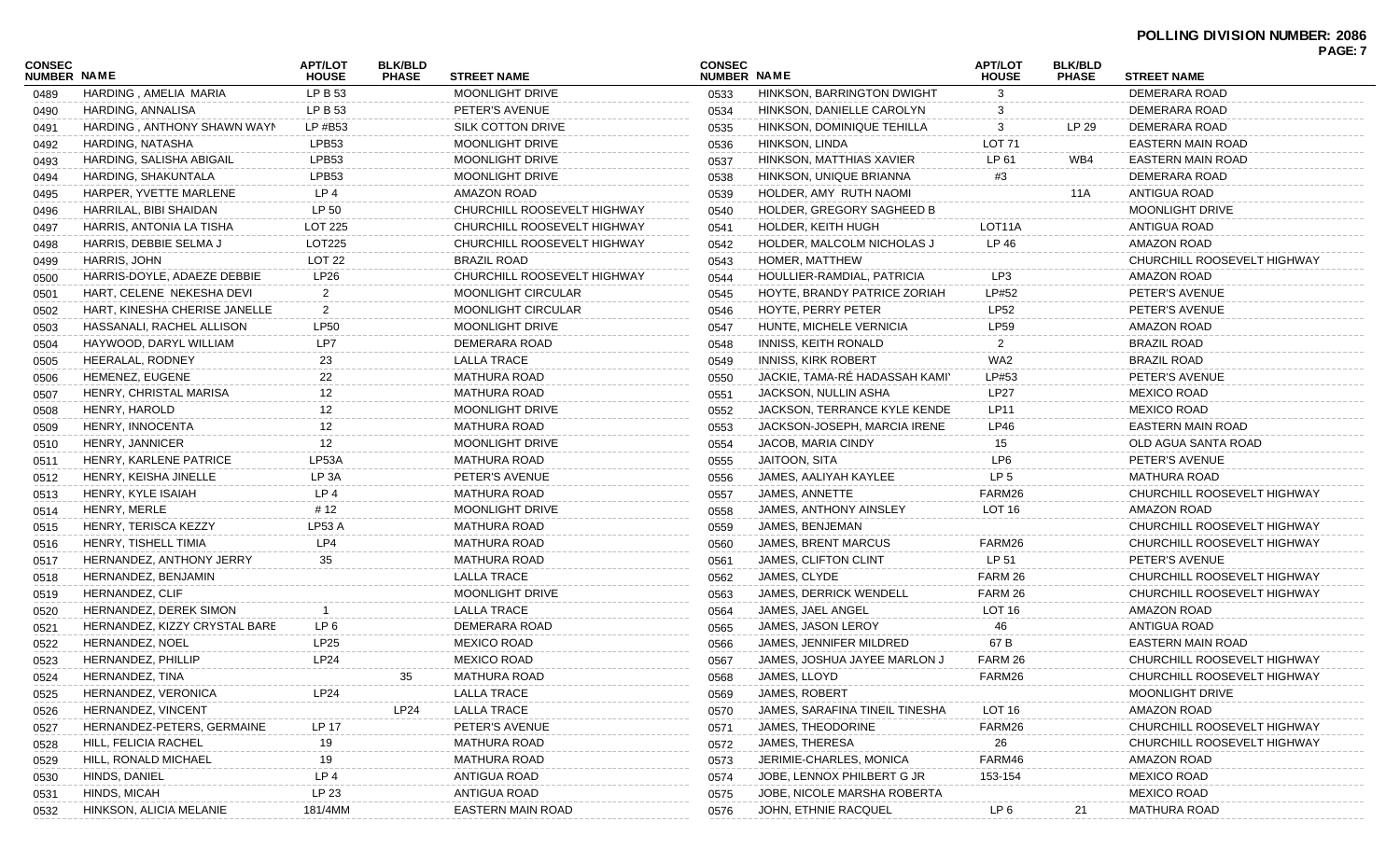**POLLING DIVISION NUMBER: 2086**

| CONSEC NUMBER | NAME | APT/LOT HOUSE | BLK/BLD PHASE | STREET NAME |
|---|---|---|---|---|
| 0489 | HARDING , AMELIA MARIA | LP B 53 | | MOONLIGHT DRIVE |
| 0490 | HARDING, ANNALISA | LP B 53 | | PETER'S AVENUE |
| 0491 | HARDING , ANTHONY SHAWN WAYN | LP #B53 | | SILK COTTON DRIVE |
| 0492 | HARDING, NATASHA | LPB53 | | MOONLIGHT DRIVE |
| 0493 | HARDING, SALISHA ABIGAIL | LPB53 | | MOONLIGHT DRIVE |
| 0494 | HARDING, SHAKUNTALA | LPB53 | | MOONLIGHT DRIVE |
| 0495 | HARPER, YVETTE MARLENE | LP 4 | | AMAZON ROAD |
| 0496 | HARRILAL, BIBI SHAIDAN | LP 50 | | CHURCHILL ROOSEVELT HIGHWAY |
| 0497 | HARRIS, ANTONIA LA TISHA | LOT 225 | | CHURCHILL ROOSEVELT HIGHWAY |
| 0498 | HARRIS, DEBBIE SELMA J | LOT225 | | CHURCHILL ROOSEVELT HIGHWAY |
| 0499 | HARRIS, JOHN | LOT 22 | | BRAZIL ROAD |
| 0500 | HARRIS-DOYLE, ADAEZE DEBBIE | LP26 | | CHURCHILL ROOSEVELT HIGHWAY |
| 0501 | HART, CELENE NEKESHA DEVI | 2 | | MOONLIGHT CIRCULAR |
| 0502 | HART, KINESHA CHERISE JANELLE | 2 | | MOONLIGHT CIRCULAR |
| 0503 | HASSANALI, RACHEL ALLISON | LP50 | | MOONLIGHT DRIVE |
| 0504 | HAYWOOD, DARYL WILLIAM | LP7 | | DEMERARA ROAD |
| 0505 | HEERALAL, RODNEY | 23 | | LALLA TRACE |
| 0506 | HEMENEZ, EUGENE | 22 | | MATHURA ROAD |
| 0507 | HENRY, CHRISTAL MARISA | 12 | | MATHURA ROAD |
| 0508 | HENRY, HAROLD | 12 | | MOONLIGHT DRIVE |
| 0509 | HENRY, INNOCENTA | 12 | | MATHURA ROAD |
| 0510 | HENRY, JANNICER | 12 | | MOONLIGHT DRIVE |
| 0511 | HENRY, KARLENE PATRICE | LP53A | | MATHURA ROAD |
| 0512 | HENRY, KEISHA JINELLE | LP 3A | | PETER'S AVENUE |
| 0513 | HENRY, KYLE ISAIAH | LP 4 | | MATHURA ROAD |
| 0514 | HENRY, MERLE | # 12 | | MOONLIGHT DRIVE |
| 0515 | HENRY, TERISCA KEZZY | LP53 A | | MATHURA ROAD |
| 0516 | HENRY, TISHELL TIMIA | LP4 | | MATHURA ROAD |
| 0517 | HERNANDEZ, ANTHONY JERRY | 35 | | MATHURA ROAD |
| 0518 | HERNANDEZ, BENJAMIN | | | LALLA TRACE |
| 0519 | HERNANDEZ, CLIF | | | MOONLIGHT DRIVE |
| 0520 | HERNANDEZ, DEREK SIMON | 1 | | LALLA TRACE |
| 0521 | HERNANDEZ, KIZZY CRYSTAL BARE | LP 6 | | DEMERARA ROAD |
| 0522 | HERNANDEZ, NOEL | LP25 | | MEXICO ROAD |
| 0523 | HERNANDEZ, PHILLIP | LP24 | | MEXICO ROAD |
| 0524 | HERNANDEZ, TINA | | 35 | MATHURA ROAD |
| 0525 | HERNANDEZ, VERONICA | LP24 | | LALLA TRACE |
| 0526 | HERNANDEZ, VINCENT | | LP24 | LALLA TRACE |
| 0527 | HERNANDEZ-PETERS, GERMAINE | LP 17 | | PETER'S AVENUE |
| 0528 | HILL, FELICIA RACHEL | 19 | | MATHURA ROAD |
| 0529 | HILL, RONALD MICHAEL | 19 | | MATHURA ROAD |
| 0530 | HINDS, DANIEL | LP 4 | | ANTIGUA ROAD |
| 0531 | HINDS, MICAH | LP 23 | | ANTIGUA ROAD |
| 0532 | HINKSON, ALICIA MELANIE | 181/4MM | | EASTERN MAIN ROAD |
| 0533 | HINKSON, BARRINGTON DWIGHT | 3 | | DEMERARA ROAD |
| 0534 | HINKSON, DANIELLE CAROLYN | 3 | | DEMERARA ROAD |
| 0535 | HINKSON, DOMINIQUE TEHILLA | 3 | LP 29 | DEMERARA ROAD |
| 0536 | HINKSON, LINDA | LOT 71 | | EASTERN MAIN ROAD |
| 0537 | HINKSON, MATTHIAS XAVIER | LP 61 | WB4 | EASTERN MAIN ROAD |
| 0538 | HINKSON, UNIQUE BRIANNA | #3 | | DEMERARA ROAD |
| 0539 | HOLDER, AMY RUTH NAOMI | | 11A | ANTIGUA ROAD |
| 0540 | HOLDER, GREGORY SAGHEED B | | | MOONLIGHT DRIVE |
| 0541 | HOLDER, KEITH HUGH | LOT11A | | ANTIGUA ROAD |
| 0542 | HOLDER, MALCOLM NICHOLAS J | LP 46 | | AMAZON ROAD |
| 0543 | HOMER, MATTHEW | | | CHURCHILL ROOSEVELT HIGHWAY |
| 0544 | HOULLIER-RAMDIAL, PATRICIA | LP3 | | AMAZON ROAD |
| 0545 | HOYTE, BRANDY PATRICE ZORIAH | LP#52 | | PETER'S AVENUE |
| 0546 | HOYTE, PERRY PETER | LP52 | | PETER'S AVENUE |
| 0547 | HUNTE, MICHELE VERNICIA | LP59 | | AMAZON ROAD |
| 0548 | INNISS, KEITH RONALD | 2 | | BRAZIL ROAD |
| 0549 | INNISS, KIRK ROBERT | WA2 | | BRAZIL ROAD |
| 0550 | JACKIE, TAMA-RÉ HADASSAH KAMI' | LP#53 | | PETER'S AVENUE |
| 0551 | JACKSON, NULLIN ASHA | LP27 | | MEXICO ROAD |
| 0552 | JACKSON, TERRANCE KYLE KENDE | LP11 | | MEXICO ROAD |
| 0553 | JACKSON-JOSEPH, MARCIA IRENE | LP46 | | EASTERN MAIN ROAD |
| 0554 | JACOB, MARIA CINDY | 15 | | OLD AGUA SANTA ROAD |
| 0555 | JAITOON, SITA | LP6 | | PETER'S AVENUE |
| 0556 | JAMES, AALIYAH KAYLEE | LP 5 | | MATHURA ROAD |
| 0557 | JAMES, ANNETTE | FARM26 | | CHURCHILL ROOSEVELT HIGHWAY |
| 0558 | JAMES, ANTHONY AINSLEY | LOT 16 | | AMAZON ROAD |
| 0559 | JAMES, BENJEMAN | | | CHURCHILL ROOSEVELT HIGHWAY |
| 0560 | JAMES, BRENT MARCUS | FARM26 | | CHURCHILL ROOSEVELT HIGHWAY |
| 0561 | JAMES, CLIFTON CLINT | LP 51 | | PETER'S AVENUE |
| 0562 | JAMES, CLYDE | FARM 26 | | CHURCHILL ROOSEVELT HIGHWAY |
| 0563 | JAMES, DERRICK WENDELL | FARM 26 | | CHURCHILL ROOSEVELT HIGHWAY |
| 0564 | JAMES, JAEL ANGEL | LOT 16 | | AMAZON ROAD |
| 0565 | JAMES, JASON LEROY | 46 | | ANTIGUA ROAD |
| 0566 | JAMES, JENNIFER MILDRED | 67 B | | EASTERN MAIN ROAD |
| 0567 | JAMES, JOSHUA JAYEE MARLON J | FARM 26 | | CHURCHILL ROOSEVELT HIGHWAY |
| 0568 | JAMES, LLOYD | FARM26 | | CHURCHILL ROOSEVELT HIGHWAY |
| 0569 | JAMES, ROBERT | | | MOONLIGHT DRIVE |
| 0570 | JAMES, SARAFINA TINEIL TINESHA | LOT 16 | | AMAZON ROAD |
| 0571 | JAMES, THEODORINE | FARM26 | | CHURCHILL ROOSEVELT HIGHWAY |
| 0572 | JAMES, THERESA | 26 | | CHURCHILL ROOSEVELT HIGHWAY |
| 0573 | JERIMIE-CHARLES, MONICA | FARM46 | | AMAZON ROAD |
| 0574 | JOBE, LENNOX PHILBERT G JR | 153-154 | | MEXICO ROAD |
| 0575 | JOBE, NICOLE MARSHA ROBERTA | | | MEXICO ROAD |
| 0576 | JOHN, ETHNIE RACQUEL | LP 6 | 21 | MATHURA ROAD |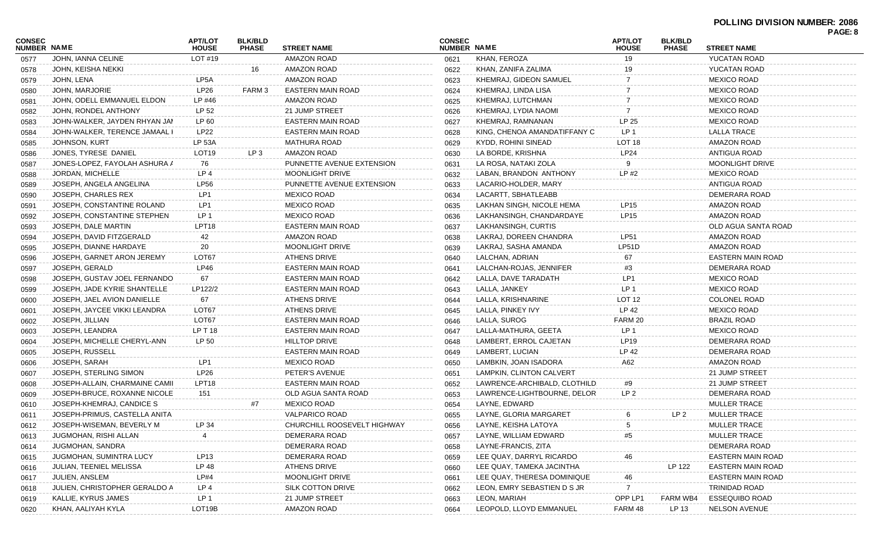**POLLING DIVISION NUMBER: 2086**

| CONSEC NUMBER | NAME | APT/LOT HOUSE | BLK/BLD PHASE | STREET NAME |
|---|---|---|---|---|
| 0577 | JOHN, IANNA CELINE | LOT #19 | | AMAZON ROAD |
| 0578 | JOHN, KEISHA NEKKI | | 16 | AMAZON ROAD |
| 0579 | JOHN, LENA | LP5A | | AMAZON ROAD |
| 0580 | JOHN, MARJORIE | LP26 | FARM 3 | EASTERN MAIN ROAD |
| 0581 | JOHN, ODELL EMMANUEL ELDON | LP #46 | | AMAZON ROAD |
| 0582 | JOHN, RONDEL ANTHONY | LP 52 | | 21 JUMP STREET |
| 0583 | JOHN-WALKER, JAYDEN RHYAN JAI | LP 60 | | EASTERN MAIN ROAD |
| 0584 | JOHN-WALKER, TERENCE JAMAAL I | LP22 | | EASTERN MAIN ROAD |
| 0585 | JOHNSON, KURT | LP 53A | | MATHURA ROAD |
| 0586 | JONES, TYRESE DANIEL | LOT19 | LP 3 | AMAZON ROAD |
| 0587 | JONES-LOPEZ, FAYOLAH ASHURA / | 76 | | PUNNETTE AVENUE EXTENSION |
| 0588 | JORDAN, MICHELLE | LP 4 | | MOONLIGHT DRIVE |
| 0589 | JOSEPH, ANGELA ANGELINA | LP56 | | PUNNETTE AVENUE EXTENSION |
| 0590 | JOSEPH, CHARLES REX | LP1 | | MEXICO ROAD |
| 0591 | JOSEPH, CONSTANTINE ROLAND | LP1 | | MEXICO ROAD |
| 0592 | JOSEPH, CONSTANTINE STEPHEN | LP 1 | | MEXICO ROAD |
| 0593 | JOSEPH, DALE MARTIN | LPT18 | | EASTERN MAIN ROAD |
| 0594 | JOSEPH, DAVID FITZGERALD | 42 | | AMAZON ROAD |
| 0595 | JOSEPH, DIANNE HARDAYE | 20 | | MOONLIGHT DRIVE |
| 0596 | JOSEPH, GARNET ARON JEREMY | LOT67 | | ATHENS DRIVE |
| 0597 | JOSEPH, GERALD | LP46 | | EASTERN MAIN ROAD |
| 0598 | JOSEPH, GUSTAV JOEL FERNANDO | 67 | | EASTERN MAIN ROAD |
| 0599 | JOSEPH, JADE KYRIE SHANTELLE | LP122/2 | | EASTERN MAIN ROAD |
| 0600 | JOSEPH, JAEL AVION DANIELLE | 67 | | ATHENS DRIVE |
| 0601 | JOSEPH, JAYCEE VIKKI LEANDRA | LOT67 | | ATHENS DRIVE |
| 0602 | JOSEPH, JILLIAN | LOT67 | | EASTERN MAIN ROAD |
| 0603 | JOSEPH, LEANDRA | LP T 18 | | EASTERN MAIN ROAD |
| 0604 | JOSEPH, MICHELLE CHERYL-ANN | LP 50 | | HILLTOP DRIVE |
| 0605 | JOSEPH, RUSSELL | | | EASTERN MAIN ROAD |
| 0606 | JOSEPH, SARAH | LP1 | | MEXICO ROAD |
| 0607 | JOSEPH, STERLING SIMON | LP26 | | PETER'S AVENUE |
| 0608 | JOSEPH-ALLAIN, CHARMAINE CAMII | LPT18 | | EASTERN MAIN ROAD |
| 0609 | JOSEPH-BRUCE, ROXANNE NICOLE | 151 | | OLD AGUA SANTA ROAD |
| 0610 | JOSEPH-KHEMRAJ, CANDICE S | | #7 | MEXICO ROAD |
| 0611 | JOSEPH-PRIMUS, CASTELLA ANITA | | | VALPARICO ROAD |
| 0612 | JOSEPH-WISEMAN, BEVERLY M | LP 34 | | CHURCHILL ROOSEVELT HIGHWAY |
| 0613 | JUGMOHAN, RISHI ALLAN | 4 | | DEMERARA ROAD |
| 0614 | JUGMOHAN, SANDRA | | | DEMERARA ROAD |
| 0615 | JUGMOHAN, SUMINTRA LUCY | LP13 | | DEMERARA ROAD |
| 0616 | JULIAN, TEENIEL MELISSA | LP 48 | | ATHENS DRIVE |
| 0617 | JULIEN, ANSLEM | LP#4 | | MOONLIGHT DRIVE |
| 0618 | JULIEN, CHRISTOPHER GERALDO A | LP 4 | | SILK COTTON DRIVE |
| 0619 | KALLIE, KYRUS JAMES | LP 1 | | 21 JUMP STREET |
| 0620 | KHAN, AALIYAH KYLA | LOT19B | | AMAZON ROAD |
| 0621 | KHAN, FEROZA | 19 | | YUCATAN ROAD |
| 0622 | KHAN, ZANIFA ZALIMA | 19 | | YUCATAN ROAD |
| 0623 | KHEMRAJ, GIDEON SAMUEL | 7 | | MEXICO ROAD |
| 0624 | KHEMRAJ, LINDA LISA | 7 | | MEXICO ROAD |
| 0625 | KHEMRAJ, LUTCHMAN | 7 | | MEXICO ROAD |
| 0626 | KHEMRAJ, LYDIA NAOMI | 7 | | MEXICO ROAD |
| 0627 | KHEMRAJ, RAMNANAN | LP 25 | | MEXICO ROAD |
| 0628 | KING, CHENOA AMANDATIFFANY C | LP 1 | | LALLA TRACE |
| 0629 | KYDD, ROHINI SINEAD | LOT 18 | | AMAZON ROAD |
| 0630 | LA BORDE, KRISHNA | LP24 | | ANTIGUA ROAD |
| 0631 | LA ROSA, NATAKI ZOLA | 9 | | MOONLIGHT DRIVE |
| 0632 | LABAN, BRANDON ANTHONY | LP #2 | | MEXICO ROAD |
| 0633 | LACARIO-HOLDER, MARY | | | ANTIGUA ROAD |
| 0634 | LACARTT, SBHATLEABB | | | DEMERARA ROAD |
| 0635 | LAKHAN SINGH, NICOLE HEMA | LP15 | | AMAZON ROAD |
| 0636 | LAKHANSINGH, CHANDARDAYE | LP15 | | AMAZON ROAD |
| 0637 | LAKHANSINGH, CURTIS | | | OLD AGUA SANTA ROAD |
| 0638 | LAKRAJ, DOREEN CHANDRA | LP51 | | AMAZON ROAD |
| 0639 | LAKRAJ, SASHA AMANDA | LP51D | | AMAZON ROAD |
| 0640 | LALCHAN, ADRIAN | 67 | | EASTERN MAIN ROAD |
| 0641 | LALCHAN-ROJAS, JENNIFER | #3 | | DEMERARA ROAD |
| 0642 | LALLA, DAVE TARADATH | LP1 | | MEXICO ROAD |
| 0643 | LALLA, JANKEY | LP 1 | | MEXICO ROAD |
| 0644 | LALLA, KRISHNARINE | LOT 12 | | COLONEL ROAD |
| 0645 | LALLA, PINKEY IVY | LP 42 | | MEXICO ROAD |
| 0646 | LALLA, SUROG | FARM 20 | | BRAZIL ROAD |
| 0647 | LALLA-MATHURA, GEETA | LP 1 | | MEXICO ROAD |
| 0648 | LAMBERT, ERROL CAJETAN | LP19 | | DEMERARA ROAD |
| 0649 | LAMBERT, LUCIAN | LP 42 | | DEMERARA ROAD |
| 0650 | LAMBKIN, JOAN ISADORA | A62 | | AMAZON ROAD |
| 0651 | LAMPKIN, CLINTON CALVERT | | | 21 JUMP STREET |
| 0652 | LAWRENCE-ARCHIBALD, CLOTHILD | #9 | | 21 JUMP STREET |
| 0653 | LAWRENCE-LIGHTBOURNE, DELOR | LP 2 | | DEMERARA ROAD |
| 0654 | LAYNE, EDWARD | | | MULLER TRACE |
| 0655 | LAYNE, GLORIA MARGARET | 6 | LP 2 | MULLER TRACE |
| 0656 | LAYNE, KEISHA LATOYA | 5 | | MULLER TRACE |
| 0657 | LAYNE, WILLIAM EDWARD | #5 | | MULLER TRACE |
| 0658 | LAYNE-FRANCIS, ZITA | | | DEMERARA ROAD |
| 0659 | LEE QUAY, DARRYL RICARDO | 46 | | EASTERN MAIN ROAD |
| 0660 | LEE QUAY, TAMEKA JACINTHA | | LP 122 | EASTERN MAIN ROAD |
| 0661 | LEE QUAY, THERESA DOMINIQUE | 46 | | EASTERN MAIN ROAD |
| 0662 | LEON, EMRY SEBASTIEN D S JR | 7 | | TRINIDAD ROAD |
| 0663 | LEON, MARIAH | OPP LP1 | FARM WB4 | ESSEQUIBO ROAD |
| 0664 | LEOPOLD, LLOYD EMMANUEL | FARM 48 | LP 13 | NELSON AVENUE |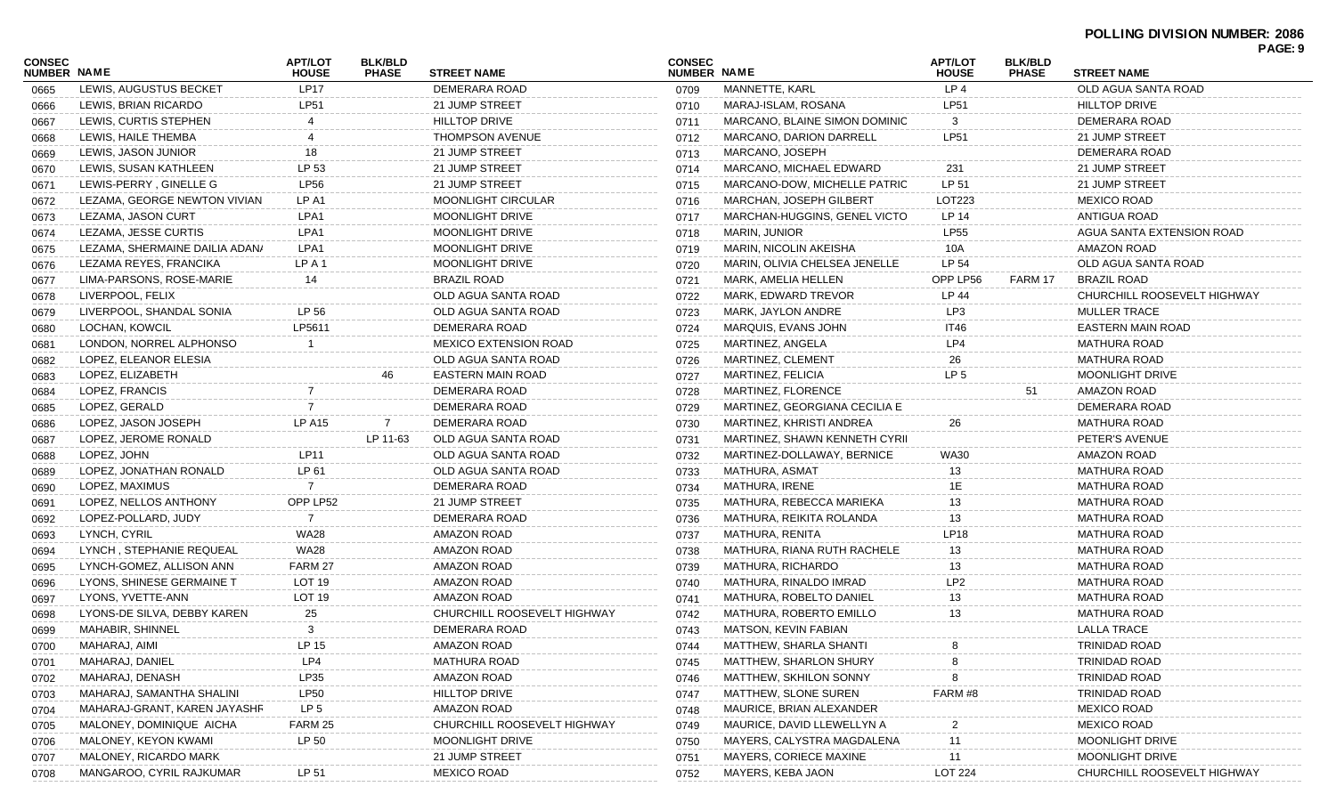**POLLING DIVISION NUMBER: 2086**

| CONSEC NUMBER | NAME | APT/LOT HOUSE | BLK/BLD PHASE | STREET NAME |
|---|---|---|---|---|
| 0665 | LEWIS, AUGUSTUS BECKET | LP17 | | DEMERARA ROAD |
| 0666 | LEWIS, BRIAN RICARDO | LP51 | | 21 JUMP STREET |
| 0667 | LEWIS, CURTIS STEPHEN | 4 | | HILLTOP DRIVE |
| 0668 | LEWIS, HAILE THEMBA | 4 | | THOMPSON AVENUE |
| 0669 | LEWIS, JASON JUNIOR | 18 | | 21 JUMP STREET |
| 0670 | LEWIS, SUSAN KATHLEEN | LP 53 | | 21 JUMP STREET |
| 0671 | LEWIS-PERRY , GINELLE G | LP56 | | 21 JUMP STREET |
| 0672 | LEZAMA, GEORGE NEWTON VIVIAN | LP A1 | | MOONLIGHT CIRCULAR |
| 0673 | LEZAMA, JASON CURT | LPA1 | | MOONLIGHT DRIVE |
| 0674 | LEZAMA, JESSE CURTIS | LPA1 | | MOONLIGHT DRIVE |
| 0675 | LEZAMA, SHERMAINE DAILIA ADAN/ | LPA1 | | MOONLIGHT DRIVE |
| 0676 | LEZAMA REYES, FRANCIKA | LP A 1 | | MOONLIGHT DRIVE |
| 0677 | LIMA-PARSONS, ROSE-MARIE | 14 | | BRAZIL ROAD |
| 0678 | LIVERPOOL, FELIX | | | OLD AGUA SANTA ROAD |
| 0679 | LIVERPOOL, SHANDAL SONIA | LP 56 | | OLD AGUA SANTA ROAD |
| 0680 | LOCHAN, KOWCIL | LP5611 | | DEMERARA ROAD |
| 0681 | LONDON, NORREL ALPHONSO | 1 | | MEXICO EXTENSION ROAD |
| 0682 | LOPEZ, ELEANOR ELESIA | | | OLD AGUA SANTA ROAD |
| 0683 | LOPEZ, ELIZABETH | | 46 | EASTERN MAIN ROAD |
| 0684 | LOPEZ, FRANCIS | 7 | | DEMERARA ROAD |
| 0685 | LOPEZ, GERALD | 7 | | DEMERARA ROAD |
| 0686 | LOPEZ, JASON JOSEPH | LP A15 | 7 | DEMERARA ROAD |
| 0687 | LOPEZ, JEROME RONALD | | LP 11-63 | OLD AGUA SANTA ROAD |
| 0688 | LOPEZ, JOHN | LP11 | | OLD AGUA SANTA ROAD |
| 0689 | LOPEZ, JONATHAN RONALD | LP 61 | | OLD AGUA SANTA ROAD |
| 0690 | LOPEZ, MAXIMUS | 7 | | DEMERARA ROAD |
| 0691 | LOPEZ, NELLOS ANTHONY | OPP LP52 | | 21 JUMP STREET |
| 0692 | LOPEZ-POLLARD, JUDY | 7 | | DEMERARA ROAD |
| 0693 | LYNCH, CYRIL | WA28 | | AMAZON ROAD |
| 0694 | LYNCH , STEPHANIE REQUEAL | WA28 | | AMAZON ROAD |
| 0695 | LYNCH-GOMEZ, ALLISON ANN | FARM 27 | | AMAZON ROAD |
| 0696 | LYONS, SHINESE GERMAINE T | LOT 19 | | AMAZON ROAD |
| 0697 | LYONS, YVETTE-ANN | LOT 19 | | AMAZON ROAD |
| 0698 | LYONS-DE SILVA, DEBBY KAREN | 25 | | CHURCHILL ROOSEVELT HIGHWAY |
| 0699 | MAHABIR, SHINNEL | 3 | | DEMERARA ROAD |
| 0700 | MAHARAJ, AIMI | LP 15 | | AMAZON ROAD |
| 0701 | MAHARAJ, DANIEL | LP4 | | MATHURA ROAD |
| 0702 | MAHARAJ, DENASH | LP35 | | AMAZON ROAD |
| 0703 | MAHARAJ, SAMANTHA SHALINI | LP50 | | HILLTOP DRIVE |
| 0704 | MAHARAJ-GRANT, KAREN JAYASHF | LP 5 | | AMAZON ROAD |
| 0705 | MALONEY, DOMINIQUE AICHA | FARM 25 | | CHURCHILL ROOSEVELT HIGHWAY |
| 0706 | MALONEY, KEYON KWAMI | LP 50 | | MOONLIGHT DRIVE |
| 0707 | MALONEY, RICARDO MARK | | | 21 JUMP STREET |
| 0708 | MANGAROO, CYRIL RAJKUMAR | LP 51 | | MEXICO ROAD |
| 0709 | MANNETTE, KARL | LP 4 | | OLD AGUA SANTA ROAD |
| 0710 | MARAJ-ISLAM, ROSANA | LP51 | | HILLTOP DRIVE |
| 0711 | MARCANO, BLAINE SIMON DOMINIC | 3 | | DEMERARA ROAD |
| 0712 | MARCANO, DARION DARRELL | LP51 | | 21 JUMP STREET |
| 0713 | MARCANO, JOSEPH | | | DEMERARA ROAD |
| 0714 | MARCANO, MICHAEL EDWARD | 231 | | 21 JUMP STREET |
| 0715 | MARCANO-DOW, MICHELLE PATRIC | LP 51 | | 21 JUMP STREET |
| 0716 | MARCHAN, JOSEPH GILBERT | LOT223 | | MEXICO ROAD |
| 0717 | MARCHAN-HUGGINS, GENEL VICTO | LP 14 | | ANTIGUA ROAD |
| 0718 | MARIN, JUNIOR | LP55 | | AGUA SANTA EXTENSION ROAD |
| 0719 | MARIN, NICOLIN AKEISHA | 10A | | AMAZON ROAD |
| 0720 | MARIN, OLIVIA CHELSEA JENELLE | LP 54 | | OLD AGUA SANTA ROAD |
| 0721 | MARK, AMELIA HELLEN | OPP LP56 | FARM 17 | BRAZIL ROAD |
| 0722 | MARK, EDWARD TREVOR | LP 44 | | CHURCHILL ROOSEVELT HIGHWAY |
| 0723 | MARK, JAYLON ANDRE | LP3 | | MULLER TRACE |
| 0724 | MARQUIS, EVANS JOHN | IT46 | | EASTERN MAIN ROAD |
| 0725 | MARTINEZ, ANGELA | LP4 | | MATHURA ROAD |
| 0726 | MARTINEZ, CLEMENT | 26 | | MATHURA ROAD |
| 0727 | MARTINEZ, FELICIA | LP 5 | | MOONLIGHT DRIVE |
| 0728 | MARTINEZ, FLORENCE | | 51 | AMAZON ROAD |
| 0729 | MARTINEZ, GEORGIANA CECILIA E | | | DEMERARA ROAD |
| 0730 | MARTINEZ, KHRISTI ANDREA | 26 | | MATHURA ROAD |
| 0731 | MARTINEZ, SHAWN KENNETH CYRII | | | PETER'S AVENUE |
| 0732 | MARTINEZ-DOLLAWAY, BERNICE | WA30 | | AMAZON ROAD |
| 0733 | MATHURA, ASMAT | 13 | | MATHURA ROAD |
| 0734 | MATHURA, IRENE | 1E | | MATHURA ROAD |
| 0735 | MATHURA, REBECCA MARIEKA | 13 | | MATHURA ROAD |
| 0736 | MATHURA, REIKITA ROLANDA | 13 | | MATHURA ROAD |
| 0737 | MATHURA, RENITA | LP18 | | MATHURA ROAD |
| 0738 | MATHURA, RIANA RUTH RACHELE | 13 | | MATHURA ROAD |
| 0739 | MATHURA, RICHARDO | 13 | | MATHURA ROAD |
| 0740 | MATHURA, RINALDO IMRAD | LP2 | | MATHURA ROAD |
| 0741 | MATHURA, ROBELTO DANIEL | 13 | | MATHURA ROAD |
| 0742 | MATHURA, ROBERTO EMILLO | 13 | | MATHURA ROAD |
| 0743 | MATSON, KEVIN FABIAN | | | LALLA TRACE |
| 0744 | MATTHEW, SHARLA SHANTI | 8 | | TRINIDAD ROAD |
| 0745 | MATTHEW, SHARLON SHURY | 8 | | TRINIDAD ROAD |
| 0746 | MATTHEW, SKHILON SONNY | 8 | | TRINIDAD ROAD |
| 0747 | MATTHEW, SLONE SUREN | FARM #8 | | TRINIDAD ROAD |
| 0748 | MAURICE, BRIAN ALEXANDER | | | MEXICO ROAD |
| 0749 | MAURICE, DAVID LLEWELLYN A | 2 | | MEXICO ROAD |
| 0750 | MAYERS, CALYSTRA MAGDALENA | 11 | | MOONLIGHT DRIVE |
| 0751 | MAYERS, CORIECE MAXINE | 11 | | MOONLIGHT DRIVE |
| 0752 | MAYERS, KEBA JAON | LOT 224 | | CHURCHILL ROOSEVELT HIGHWAY |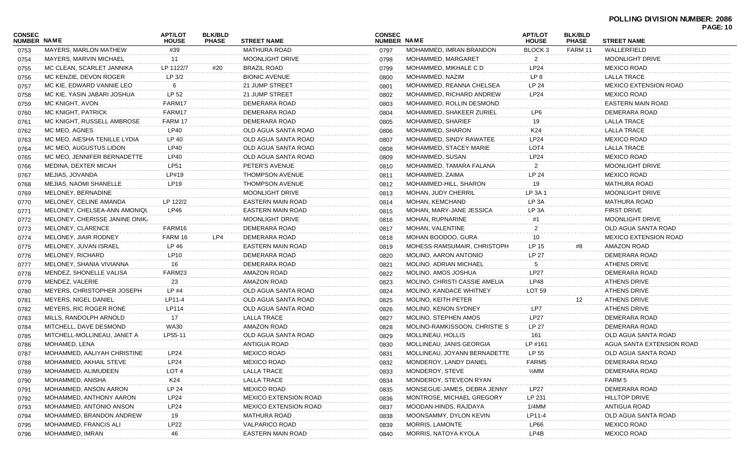**POLLING DIVISION NUMBER: 2086**

| CONSEC NUMBER | NAME | APT/LOT HOUSE | BLK/BLD PHASE | STREET NAME |
|---|---|---|---|---|
| 0753 | MAYERS, MARLON MATHEW | #39 | | MATHURA ROAD |
| 0754 | MAYERS, MARVIN MICHAEL | 11 | | MOONLIGHT DRIVE |
| 0755 | MC CLEAN, SCARLET JANNIKA | LP 1122/7 | #20 | BRAZIL ROAD |
| 0756 | MC KENZIE, DEVON ROGER | LP 3/2 | | BIONIC AVENUE |
| 0757 | MC KIE, EDWARD VANNIE LEO | 6 | | 21 JUMP STREET |
| 0758 | MC KIE, YASIN JABARI JOSHUA | LP 52 | | 21 JUMP STREET |
| 0759 | MC KNIGHT, AVON | FARM17 | | DEMERARA ROAD |
| 0760 | MC KNIGHT, PATRICK | FARM17 | | DEMERARA ROAD |
| 0761 | MC KNIGHT, RUSSELL AMBROSE | FARM 17 | | DEMERARA ROAD |
| 0762 | MC MEO, AGNES | LP40 | | OLD AGUA SANTA ROAD |
| 0763 | MC MEO, AIESHA TENILLE LYDIA | LP 40 | | OLD AGUA SANTA ROAD |
| 0764 | MC MEO, AUGUSTUS LIDON | LP40 | | OLD AGUA SANTA ROAD |
| 0765 | MC MEO, JENNIFER BERNADETTE | LP40 | | OLD AGUA SANTA ROAD |
| 0766 | MEDINA, DEXTER MICAH | LP51 | | PETER'S AVENUE |
| 0767 | MEJIAS, JOVANDA | LP#19 | | THOMPSON AVENUE |
| 0768 | MEJIAS, NAOMI SHANELLE | LP19 | | THOMPSON AVENUE |
| 0769 | MELONEY, BERNADINE | | | MOONLIGHT DRIVE |
| 0770 | MELONEY, CELINE AMANDA | LP 122/2 | | EASTERN MAIN ROAD |
| 0771 | MELONEY, CHELSEA-ANN AMONIQU | LP46 | | EASTERN MAIN ROAD |
| 0772 | MELONEY, CHERISSE JANINE ONIK | | | MOONLIGHT DRIVE |
| 0773 | MELONEY, CLARENCE | FARM16 | | DEMERARA ROAD |
| 0774 | MELONEY, JAIR RODNEY | FARM 16 | LP4 | DEMERARA ROAD |
| 0775 | MELONEY, JUVAN ISRAEL | LP 46 | | EASTERN MAIN ROAD |
| 0776 | MELONEY, RICHARD | LP10 | | DEMERARA ROAD |
| 0777 | MELONEY, SHANIA VIVIANNA | 16 | | DEMERARA ROAD |
| 0778 | MENDEZ, SHONELLE VALISA | FARM23 | | AMAZON ROAD |
| 0779 | MENDEZ, VALERIE | 23 | | AMAZON ROAD |
| 0780 | MEYERS, CHRISTOPHER JOSEPH | LP #4 | | OLD AGUA SANTA ROAD |
| 0781 | MEYERS, NIGEL DANIEL | LP11-4 | | OLD AGUA SANTA ROAD |
| 0782 | MEYERS, RIC ROGER RONE | LP114 | | OLD AGUA SANTA ROAD |
| 0783 | MILLS, RANDOLPH ARNOLD | 17 | | LALLA TRACE |
| 0784 | MITCHELL, DAVE DESMOND | WA30 | | AMAZON ROAD |
| 0785 | MITCHELL-MOLLINEAU, JANET A | LP55-11 | | OLD AGUA SANTA ROAD |
| 0786 | MOHAMED, LENA | | | ANTIGUA ROAD |
| 0787 | MOHAMMED, AALIYAH CHRISTINE | LP24 | | MEXICO ROAD |
| 0788 | MOHAMMED, AKHAIL STEVE | LP24 | | MEXICO ROAD |
| 0789 | MOHAMMED, ALIMUDEEN | LOT 4 | | LALLA TRACE |
| 0790 | MOHAMMED, ANISHA | K24 | | LALLA TRACE |
| 0791 | MOHAMMED, ANSON AARON | LP 24 | | MEXICO ROAD |
| 0792 | MOHAMMED, ANTHONY AARON | LP24 | | MEXICO EXTENSION ROAD |
| 0793 | MOHAMMED, ANTONIO ANSON | LP24 | | MEXICO EXTENSION ROAD |
| 0794 | MOHAMMED, BRANDON ANDREW | 19 | | MATHURA ROAD |
| 0795 | MOHAMMED, FRANCIS ALI | LP22 | | VALPARICO ROAD |
| 0796 | MOHAMMED, IMRAN | 46 | | EASTERN MAIN ROAD |
| 0797 | MOHAMMED, IMRAN BRANDON | BLOCK 3 | FARM 11 | WALLERFIELD |
| 0798 | MOHAMMED, MARGARET | 2 | | MOONLIGHT DRIVE |
| 0799 | MOHAMMED, MIKHALE C D | LP24 | | MEXICO ROAD |
| 0800 | MOHAMMED, NAZIM | LP 8 | | LALLA TRACE |
| 0801 | MOHAMMED, REANNA CHELSEA | LP 24 | | MEXICO EXTENSION ROAD |
| 0802 | MOHAMMED, RICHARD ANDREW | LP24 | | MEXICO ROAD |
| 0803 | MOHAMMED, ROLLIN DESMOND | | | EASTERN MAIN ROAD |
| 0804 | MOHAMMED, SHAKEER ZURIEL | LP6 | | DEMERARA ROAD |
| 0805 | MOHAMMED, SHARIEF | 19 | | LALLA TRACE |
| 0806 | MOHAMMED, SHARON | K24 | | LALLA TRACE |
| 0807 | MOHAMMED, SINDY RAWATEE | LP24 | | MEXICO ROAD |
| 0808 | MOHAMMED, STACEY MARIE | LOT4 | | LALLA TRACE |
| 0809 | MOHAMMED, SUSAN | LP24 | | MEXICO ROAD |
| 0810 | MOHAMMED, TAMARA FALANA | 2 | | MOONLIGHT DRIVE |
| 0811 | MOHAMMED, ZAIMA | LP 24 | | MEXICO ROAD |
| 0812 | MOHAMMED-HILL, SHARON | 19 | | MATHURA ROAD |
| 0813 | MOHAN, JUDY CHERRIL | LP 3A 1 | | MOONLIGHT DRIVE |
| 0814 | MOHAN, KEMCHAND | LP 3A | | MATHURA ROAD |
| 0815 | MOHAN, MARY-JANE JESSICA | LP 3A | | FIRST DRIVE |
| 0816 | MOHAN, RUPNARINE | #1 | | MOONLIGHT DRIVE |
| 0817 | MOHAN, VALENTINE | 2 | | OLD AGUA SANTA ROAD |
| 0818 | MOHAN BOODOO, GURA | 10 | | MEXICO EXTENSION ROAD |
| 0819 | MOHESS-RAMSUMAIR, CHRISTOPH | LP 15 | #8 | AMAZON ROAD |
| 0820 | MOLINO, AARON ANTONIO | LP 27 | | DEMERARA ROAD |
| 0821 | MOLINO, ADRIAN MICHAEL | 5 | | ATHENS DRIVE |
| 0822 | MOLINO, AMOS JOSHUA | LP27 | | DEMERARA ROAD |
| 0823 | MOLINO, CHRISTI CASSIE AMELIA | LP48 | | ATHENS DRIVE |
| 0824 | MOLINO, KANDACE WHITNEY | LOT 59 | | ATHENS DRIVE |
| 0825 | MOLINO, KEITH PETER | | 12 | ATHENS DRIVE |
| 0826 | MOLINO, KENON SYDNEY | LP7 | | ATHENS DRIVE |
| 0827 | MOLINO, STEPHEN AMOS | LP27 | | DEMERARA ROAD |
| 0828 | MOLINO-RAMKISSOON, CHRISTIE S | LP 27 | | DEMERARA ROAD |
| 0829 | MOLLINEAU, HOLLIS | 161 | | OLD AGUA SANTA ROAD |
| 0830 | MOLLINEAU, JANIS GEORGIA | LP #161 | | AGUA SANTA EXTENSION ROAD |
| 0831 | MOLLINEAU, JOYANN BERNADETTE | LP 55 | | OLD AGUA SANTA ROAD |
| 0832 | MONDEROY, LANDY DANIEL | FARM5 | | DEMERARA ROAD |
| 0833 | MONDEROY, STEVE | ½MM | | DEMERARA ROAD |
| 0834 | MONDEROY, STEVEON RYAN | | | FARM 5 |
| 0835 | MONSEGUE-JAMES, DEBRA JENNY | LP27 | | DEMERARA ROAD |
| 0836 | MONTROSE, MICHAEL GREGORY | LP 231 | | HILLTOP DRIVE |
| 0837 | MOODAN-HINDS, RAJDAYA | 1/4MM | | ANTIGUA ROAD |
| 0838 | MOONSAMMY, DYLON KEVIN | LP11-4 | | OLD AGUA SANTA ROAD |
| 0839 | MORRIS, LAMONTE | LP66 | | MEXICO ROAD |
| 0840 | MORRIS, NATOYA KYOLA | LP4B | | MEXICO ROAD |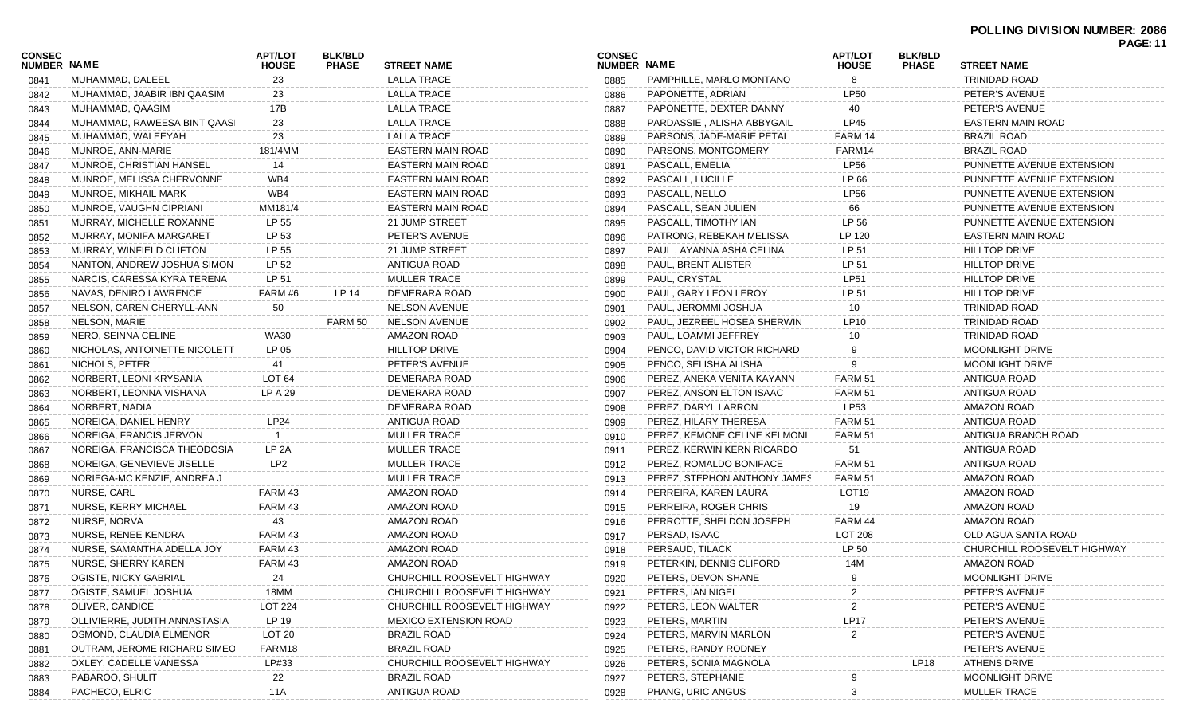**POLLING DIVISION NUMBER: 2086**

| CONSEC NUMBER | NAME | APT/LOT HOUSE | BLK/BLD PHASE | STREET NAME |
|---|---|---|---|---|
| 0841 | MUHAMMAD, DALEEL | 23 | | LALLA TRACE |
| 0842 | MUHAMMAD, JAABIR IBN QAASIM | 23 | | LALLA TRACE |
| 0843 | MUHAMMAD, QAASIM | 17B | | LALLA TRACE |
| 0844 | MUHAMMAD, RAWEESA BINT QAASI | 23 | | LALLA TRACE |
| 0845 | MUHAMMAD, WALEEYAH | 23 | | LALLA TRACE |
| 0846 | MUNROE, ANN-MARIE | 181/4MM | | EASTERN MAIN ROAD |
| 0847 | MUNROE, CHRISTIAN HANSEL | 14 | | EASTERN MAIN ROAD |
| 0848 | MUNROE, MELISSA CHERVONNE | WB4 | | EASTERN MAIN ROAD |
| 0849 | MUNROE, MIKHAIL MARK | WB4 | | EASTERN MAIN ROAD |
| 0850 | MUNROE, VAUGHN CIPRIANI | MM181/4 | | EASTERN MAIN ROAD |
| 0851 | MURRAY, MICHELLE ROXANNE | LP 55 | | 21 JUMP STREET |
| 0852 | MURRAY, MONIFA MARGARET | LP 53 | | PETER'S AVENUE |
| 0853 | MURRAY, WINFIELD CLIFTON | LP 55 | | 21 JUMP STREET |
| 0854 | NANTON, ANDREW JOSHUA SIMON | LP 52 | | ANTIGUA ROAD |
| 0855 | NARCIS, CARESSA KYRA TERENA | LP 51 | | MULLER TRACE |
| 0856 | NAVAS, DENIRO LAWRENCE | FARM #6 | LP 14 | DEMERARA ROAD |
| 0857 | NELSON, CAREN CHERYLL-ANN | 50 | | NELSON AVENUE |
| 0858 | NELSON, MARIE | | FARM 50 | NELSON AVENUE |
| 0859 | NERO, SEINNA CELINE | WA30 | | AMAZON ROAD |
| 0860 | NICHOLAS, ANTOINETTE NICOLETT | LP 05 | | HILLTOP DRIVE |
| 0861 | NICHOLS, PETER | 41 | | PETER'S AVENUE |
| 0862 | NORBERT, LEONI KRYSANIA | LOT 64 | | DEMERARA ROAD |
| 0863 | NORBERT, LEONNA VISHANA | LP A 29 | | DEMERARA ROAD |
| 0864 | NORBERT, NADIA | | | DEMERARA ROAD |
| 0865 | NOREIGA, DANIEL HENRY | LP24 | | ANTIGUA ROAD |
| 0866 | NOREIGA, FRANCIS JERVON | 1 | | MULLER TRACE |
| 0867 | NOREIGA, FRANCISCA THEODOSIA | LP 2A | | MULLER TRACE |
| 0868 | NOREIGA, GENEVIEVE JISELLE | LP2 | | MULLER TRACE |
| 0869 | NORIEGA-MC KENZIE, ANDREA J | | | MULLER TRACE |
| 0870 | NURSE, CARL | FARM 43 | | AMAZON ROAD |
| 0871 | NURSE, KERRY MICHAEL | FARM 43 | | AMAZON ROAD |
| 0872 | NURSE, NORVA | 43 | | AMAZON ROAD |
| 0873 | NURSE, RENEE KENDRA | FARM 43 | | AMAZON ROAD |
| 0874 | NURSE, SAMANTHA ADELLA JOY | FARM 43 | | AMAZON ROAD |
| 0875 | NURSE, SHERRY KAREN | FARM 43 | | AMAZON ROAD |
| 0876 | OGISTE, NICKY GABRIAL | 24 | | CHURCHILL ROOSEVELT HIGHWAY |
| 0877 | OGISTE, SAMUEL JOSHUA | 18MM | | CHURCHILL ROOSEVELT HIGHWAY |
| 0878 | OLIVER, CANDICE | LOT 224 | | CHURCHILL ROOSEVELT HIGHWAY |
| 0879 | OLLIVIERRE, JUDITH ANNASTASIA | LP 19 | | MEXICO EXTENSION ROAD |
| 0880 | OSMOND, CLAUDIA ELMENOR | LOT 20 | | BRAZIL ROAD |
| 0881 | OUTRAM, JEROME RICHARD SIMEO | FARM18 | | BRAZIL ROAD |
| 0882 | OXLEY, CADELLE VANESSA | LP#33 | | CHURCHILL ROOSEVELT HIGHWAY |
| 0883 | PABAROO, SHULIT | 22 | | BRAZIL ROAD |
| 0884 | PACHECO, ELRIC | 11A | | ANTIGUA ROAD |
| 0885 | PAMPHILLE, MARLO MONTANO | 8 | | TRINIDAD ROAD |
| 0886 | PAPONETTE, ADRIAN | LP50 | | PETER'S AVENUE |
| 0887 | PAPONETTE, DEXTER DANNY | 40 | | PETER'S AVENUE |
| 0888 | PARDASSIE , ALISHA ABBYGAIL | LP45 | | EASTERN MAIN ROAD |
| 0889 | PARSONS, JADE-MARIE PETAL | FARM 14 | | BRAZIL ROAD |
| 0890 | PARSONS, MONTGOMERY | FARM14 | | BRAZIL ROAD |
| 0891 | PASCALL, EMELIA | LP56 | | PUNNETTE AVENUE EXTENSION |
| 0892 | PASCALL, LUCILLE | LP 66 | | PUNNETTE AVENUE EXTENSION |
| 0893 | PASCALL, NELLO | LP56 | | PUNNETTE AVENUE EXTENSION |
| 0894 | PASCALL, SEAN JULIEN | 66 | | PUNNETTE AVENUE EXTENSION |
| 0895 | PASCALL, TIMOTHY IAN | LP 56 | | PUNNETTE AVENUE EXTENSION |
| 0896 | PATRONG, REBEKAH MELISSA | LP 120 | | EASTERN MAIN ROAD |
| 0897 | PAUL , AYANNA ASHA CELINA | LP 51 | | HILLTOP DRIVE |
| 0898 | PAUL, BRENT ALISTER | LP 51 | | HILLTOP DRIVE |
| 0899 | PAUL, CRYSTAL | LP51 | | HILLTOP DRIVE |
| 0900 | PAUL, GARY LEON LEROY | LP 51 | | HILLTOP DRIVE |
| 0901 | PAUL, JEROMMI JOSHUA | 10 | | TRINIDAD ROAD |
| 0902 | PAUL, JEZREEL HOSEA SHERWIN | LP10 | | TRINIDAD ROAD |
| 0903 | PAUL, LOAMMI JEFFREY | 10 | | TRINIDAD ROAD |
| 0904 | PENCO, DAVID VICTOR RICHARD | 9 | | MOONLIGHT DRIVE |
| 0905 | PENCO, SELISHA ALISHA | 9 | | MOONLIGHT DRIVE |
| 0906 | PEREZ, ANEKA VENITA KAYANN | FARM 51 | | ANTIGUA ROAD |
| 0907 | PEREZ, ANSON ELTON ISAAC | FARM 51 | | ANTIGUA ROAD |
| 0908 | PEREZ, DARYL LARRON | LP53 | | AMAZON ROAD |
| 0909 | PEREZ, HILARY THERESA | FARM 51 | | ANTIGUA ROAD |
| 0910 | PEREZ, KEMONE CELINE KELMONI | FARM 51 | | ANTIGUA BRANCH ROAD |
| 0911 | PEREZ, KERWIN KERN RICARDO | 51 | | ANTIGUA ROAD |
| 0912 | PEREZ, ROMALDO BONIFACE | FARM 51 | | ANTIGUA ROAD |
| 0913 | PEREZ, STEPHON ANTHONY JAMES | FARM 51 | | AMAZON ROAD |
| 0914 | PERREIRA, KAREN LAURA | LOT19 | | AMAZON ROAD |
| 0915 | PERREIRA, ROGER CHRIS | 19 | | AMAZON ROAD |
| 0916 | PERROTTE, SHELDON JOSEPH | FARM 44 | | AMAZON ROAD |
| 0917 | PERSAD, ISAAC | LOT 208 | | OLD AGUA SANTA ROAD |
| 0918 | PERSAUD, TILACK | LP 50 | | CHURCHILL ROOSEVELT HIGHWAY |
| 0919 | PETERKIN, DENNIS CLIFORD | 14M | | AMAZON ROAD |
| 0920 | PETERS, DEVON SHANE | 9 | | MOONLIGHT DRIVE |
| 0921 | PETERS, IAN NIGEL | 2 | | PETER'S AVENUE |
| 0922 | PETERS, LEON WALTER | 2 | | PETER'S AVENUE |
| 0923 | PETERS, MARTIN | LP17 | | PETER'S AVENUE |
| 0924 | PETERS, MARVIN MARLON | 2 | | PETER'S AVENUE |
| 0925 | PETERS, RANDY RODNEY | | | PETER'S AVENUE |
| 0926 | PETERS, SONIA MAGNOLA | | LP18 | ATHENS DRIVE |
| 0927 | PETERS, STEPHANIE | 9 | | MOONLIGHT DRIVE |
| 0928 | PHANG, URIC ANGUS | 3 | | MULLER TRACE |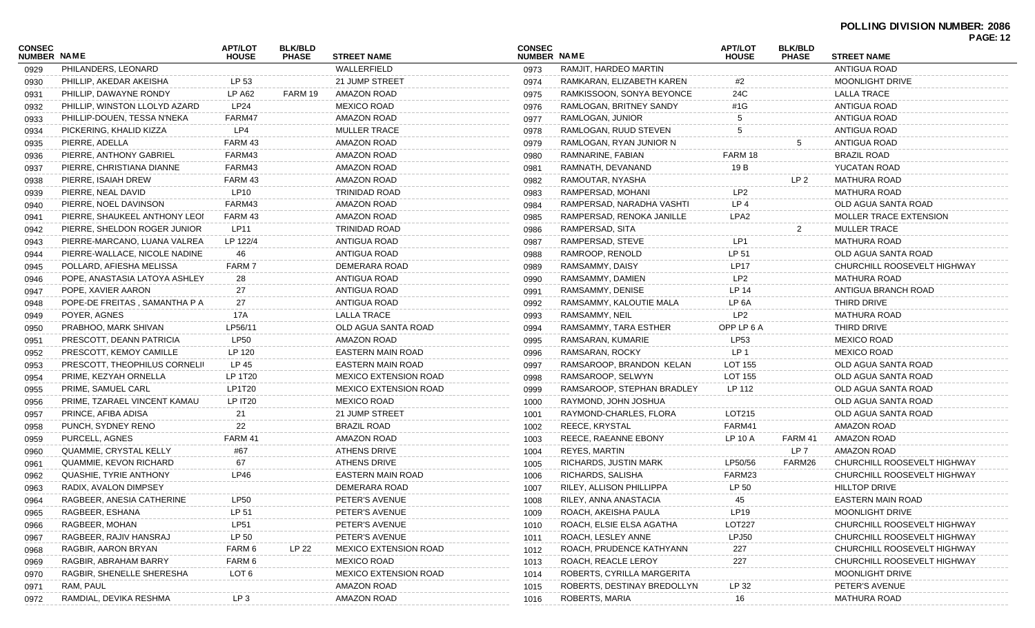**POLLING DIVISION NUMBER: 2086**

| CONSEC NUMBER | NAME | APT/LOT HOUSE | BLK/BLD PHASE | STREET NAME |
|---|---|---|---|---|
| 0929 | PHILANDERS, LEONARD | | | WALLERFIELD |
| 0930 | PHILLIP, AKEDAR AKEISHA | LP 53 | | 21 JUMP STREET |
| 0931 | PHILLIP, DAWAYNE RONDY | LP A62 | FARM 19 | AMAZON ROAD |
| 0932 | PHILLIP, WINSTON LLOLYD AZARD | LP24 | | MEXICO ROAD |
| 0933 | PHILLIP-DOUEN, TESSA N'NEKA | FARM47 | | AMAZON ROAD |
| 0934 | PICKERING, KHALID KIZZA | LP4 | | MULLER TRACE |
| 0935 | PIERRE, ADELLA | FARM 43 | | AMAZON ROAD |
| 0936 | PIERRE, ANTHONY GABRIEL | FARM43 | | AMAZON ROAD |
| 0937 | PIERRE, CHRISTIANA DIANNE | FARM43 | | AMAZON ROAD |
| 0938 | PIERRE, ISAIAH DREW | FARM 43 | | AMAZON ROAD |
| 0939 | PIERRE, NEAL DAVID | LP10 | | TRINIDAD ROAD |
| 0940 | PIERRE, NOEL DAVINSON | FARM43 | | AMAZON ROAD |
| 0941 | PIERRE, SHAUKEEL ANTHONY LEOI | FARM 43 | | AMAZON ROAD |
| 0942 | PIERRE, SHELDON ROGER JUNIOR | LP11 | | TRINIDAD ROAD |
| 0943 | PIERRE-MARCANO, LUANA VALREA | LP 122/4 | | ANTIGUA ROAD |
| 0944 | PIERRE-WALLACE, NICOLE NADINE | 46 | | ANTIGUA ROAD |
| 0945 | POLLARD, AFIESHA MELISSA | FARM 7 | | DEMERARA ROAD |
| 0946 | POPE, ANASTASIA LATOYA ASHLEY | 28 | | ANTIGUA ROAD |
| 0947 | POPE, XAVIER AARON | 27 | | ANTIGUA ROAD |
| 0948 | POPE-DE FREITAS , SAMANTHA P A | 27 | | ANTIGUA ROAD |
| 0949 | POYER, AGNES | 17A | | LALLA TRACE |
| 0950 | PRABHOO, MARK SHIVAN | LP56/11 | | OLD AGUA SANTA ROAD |
| 0951 | PRESCOTT, DEANN PATRICIA | LP50 | | AMAZON ROAD |
| 0952 | PRESCOTT, KEMOY CAMILLE | LP 120 | | EASTERN MAIN ROAD |
| 0953 | PRESCOTT, THEOPHILUS CORNELI | LP 45 | | EASTERN MAIN ROAD |
| 0954 | PRIME, KEZYAH ORNELLA | LP 1T20 | | MEXICO EXTENSION ROAD |
| 0955 | PRIME, SAMUEL CARL | LP1T20 | | MEXICO EXTENSION ROAD |
| 0956 | PRIME, TZARAEL VINCENT KAMAU | LP IT20 | | MEXICO ROAD |
| 0957 | PRINCE, AFIBA ADISA | 21 | | 21 JUMP STREET |
| 0958 | PUNCH, SYDNEY RENO | 22 | | BRAZIL ROAD |
| 0959 | PURCELL, AGNES | FARM 41 | | AMAZON ROAD |
| 0960 | QUAMMIE, CRYSTAL KELLY | #67 | | ATHENS DRIVE |
| 0961 | QUAMMIE, KEVON RICHARD | 67 | | ATHENS DRIVE |
| 0962 | QUASHIE, TYRIE ANTHONY | LP46 | | EASTERN MAIN ROAD |
| 0963 | RADIX, AVALON DIMPSEY | | | DEMERARA ROAD |
| 0964 | RAGBEER, ANESIA CATHERINE | LP50 | | PETER'S AVENUE |
| 0965 | RAGBEER, ESHANA | LP 51 | | PETER'S AVENUE |
| 0966 | RAGBEER, MOHAN | LP51 | | PETER'S AVENUE |
| 0967 | RAGBEER, RAJIV HANSRAJ | LP 50 | | PETER'S AVENUE |
| 0968 | RAGBIR, AARON BRYAN | FARM 6 | LP 22 | MEXICO EXTENSION ROAD |
| 0969 | RAGBIR, ABRAHAM BARRY | FARM 6 | | MEXICO ROAD |
| 0970 | RAGBIR, SHENELLE SHERESHA | LOT 6 | | MEXICO EXTENSION ROAD |
| 0971 | RAM, PAUL | | | AMAZON ROAD |
| 0972 | RAMDIAL, DEVIKA RESHMA | LP 3 | | AMAZON ROAD |
| 0973 | RAMJIT, HARDEO MARTIN | | | ANTIGUA ROAD |
| 0974 | RAMKARAN, ELIZABETH KAREN | #2 | | MOONLIGHT DRIVE |
| 0975 | RAMKISSOON, SONYA BEYONCE | 24C | | LALLA TRACE |
| 0976 | RAMLOGAN, BRITNEY SANDY | #1G | | ANTIGUA ROAD |
| 0977 | RAMLOGAN, JUNIOR | 5 | | ANTIGUA ROAD |
| 0978 | RAMLOGAN, RUUD STEVEN | 5 | | ANTIGUA ROAD |
| 0979 | RAMLOGAN, RYAN JUNIOR N | | 5 | ANTIGUA ROAD |
| 0980 | RAMNARINE, FABIAN | FARM 18 | | BRAZIL ROAD |
| 0981 | RAMNATH, DEVANAND | 19 B | | YUCATAN ROAD |
| 0982 | RAMOUTAR, NYASHA | | LP 2 | MATHURA ROAD |
| 0983 | RAMPERSAD, MOHANI | LP2 | | MATHURA ROAD |
| 0984 | RAMPERSAD, NARADHA VASHTI | LP 4 | | OLD AGUA SANTA ROAD |
| 0985 | RAMPERSAD, RENOKA JANILLE | LPA2 | | MOLLER TRACE EXTENSION |
| 0986 | RAMPERSAD, SITA | | 2 | MULLER TRACE |
| 0987 | RAMPERSAD, STEVE | LP1 | | MATHURA ROAD |
| 0988 | RAMROOP, RENOLD | LP 51 | | OLD AGUA SANTA ROAD |
| 0989 | RAMSAMMY, DAISY | LP17 | | CHURCHILL ROOSEVELT HIGHWAY |
| 0990 | RAMSAMMY, DAMIEN | LP2 | | MATHURA ROAD |
| 0991 | RAMSAMMY, DENISE | LP 14 | | ANTIGUA BRANCH ROAD |
| 0992 | RAMSAMMY, KALOUTIE MALA | LP 6A | | THIRD DRIVE |
| 0993 | RAMSAMMY, NEIL | LP2 | | MATHURA ROAD |
| 0994 | RAMSAMMY, TARA ESTHER | OPP LP 6 A | | THIRD DRIVE |
| 0995 | RAMSARAN, KUMARIE | LP53 | | MEXICO ROAD |
| 0996 | RAMSARAN, ROCKY | LP 1 | | MEXICO ROAD |
| 0997 | RAMSAROOP, BRANDON KELAN | LOT 155 | | OLD AGUA SANTA ROAD |
| 0998 | RAMSAROOP, SELWYN | LOT 155 | | OLD AGUA SANTA ROAD |
| 0999 | RAMSAROOP, STEPHAN BRADLEY | LP 112 | | OLD AGUA SANTA ROAD |
| 1000 | RAYMOND, JOHN JOSHUA | | | OLD AGUA SANTA ROAD |
| 1001 | RAYMOND-CHARLES, FLORA | LOT215 | | OLD AGUA SANTA ROAD |
| 1002 | REECE, KRYSTAL | FARM41 | | AMAZON ROAD |
| 1003 | REECE, RAEANNE EBONY | LP 10 A | FARM 41 | AMAZON ROAD |
| 1004 | REYES, MARTIN | | LP 7 | AMAZON ROAD |
| 1005 | RICHARDS, JUSTIN MARK | LP50/56 | FARM26 | CHURCHILL ROOSEVELT HIGHWAY |
| 1006 | RICHARDS, SALISHA | FARM23 | | CHURCHILL ROOSEVELT HIGHWAY |
| 1007 | RILEY, ALLISON PHILLIPPA | LP 50 | | HILLTOP DRIVE |
| 1008 | RILEY, ANNA ANASTACIA | 45 | | EASTERN MAIN ROAD |
| 1009 | ROACH, AKEISHA PAULA | LP19 | | MOONLIGHT DRIVE |
| 1010 | ROACH, ELSIE ELSA AGATHA | LOT227 | | CHURCHILL ROOSEVELT HIGHWAY |
| 1011 | ROACH, LESLEY ANNE | LPJ50 | | CHURCHILL ROOSEVELT HIGHWAY |
| 1012 | ROACH, PRUDENCE KATHYANN | 227 | | CHURCHILL ROOSEVELT HIGHWAY |
| 1013 | ROACH, REACLE LEROY | 227 | | CHURCHILL ROOSEVELT HIGHWAY |
| 1014 | ROBERTS, CYRILLA MARGERITA | | | MOONLIGHT DRIVE |
| 1015 | ROBERTS, DESTINAY BREDOLLYN | LP 32 | | PETER'S AVENUE |
| 1016 | ROBERTS, MARIA | 16 | | MATHURA ROAD |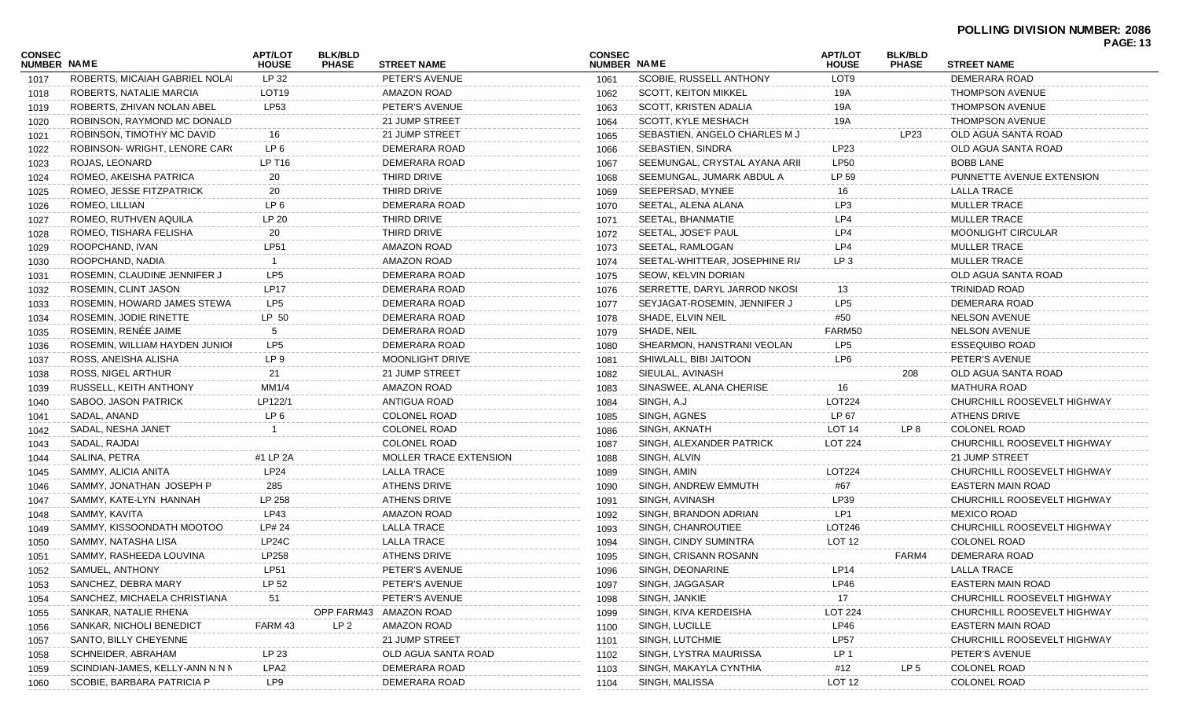**POLLING DIVISION NUMBER: 2086**

| CONSEC NUMBER | NAME | APT/LOT HOUSE | BLK/BLD PHASE | STREET NAME |
|---|---|---|---|---|
| 1017 | ROBERTS, MICAIAH GABRIEL NOLA | LP 32 | | PETER'S AVENUE |
| 1018 | ROBERTS, NATALIE MARCIA | LOT19 | | AMAZON ROAD |
| 1019 | ROBERTS, ZHIVAN NOLAN ABEL | LP53 | | PETER'S AVENUE |
| 1020 | ROBINSON, RAYMOND MC DONALD | | | 21 JUMP STREET |
| 1021 | ROBINSON, TIMOTHY MC DAVID | 16 | | 21 JUMP STREET |
| 1022 | ROBINSON- WRIGHT, LENORE CAR( | LP 6 | | DEMERARA ROAD |
| 1023 | ROJAS, LEONARD | LP T16 | | DEMERARA ROAD |
| 1024 | ROMEO, AKEISHA PATRICA | 20 | | THIRD DRIVE |
| 1025 | ROMEO, JESSE FITZPATRICK | 20 | | THIRD DRIVE |
| 1026 | ROMEO, LILLIAN | LP 6 | | DEMERARA ROAD |
| 1027 | ROMEO, RUTHVEN AQUILA | LP 20 | | THIRD DRIVE |
| 1028 | ROMEO, TISHARA FELISHA | 20 | | THIRD DRIVE |
| 1029 | ROOPCHAND, IVAN | LP51 | | AMAZON ROAD |
| 1030 | ROOPCHAND, NADIA | 1 | | AMAZON ROAD |
| 1031 | ROSEMIN, CLAUDINE JENNIFER J | LP5 | | DEMERARA ROAD |
| 1032 | ROSEMIN, CLINT JASON | LP17 | | DEMERARA ROAD |
| 1033 | ROSEMIN, HOWARD JAMES STEWA | LP5 | | DEMERARA ROAD |
| 1034 | ROSEMIN, JODIE RINETTE | LP 50 | | DEMERARA ROAD |
| 1035 | ROSEMIN, RENÉE JAIME | 5 | | DEMERARA ROAD |
| 1036 | ROSEMIN, WILLIAM HAYDEN JUNIOI | LP5 | | DEMERARA ROAD |
| 1037 | ROSS, ANEISHA ALISHA | LP 9 | | MOONLIGHT DRIVE |
| 1038 | ROSS, NIGEL ARTHUR | 21 | | 21 JUMP STREET |
| 1039 | RUSSELL, KEITH ANTHONY | MM1/4 | | AMAZON ROAD |
| 1040 | SABOO, JASON PATRICK | LP122/1 | | ANTIGUA ROAD |
| 1041 | SADAL, ANAND | LP 6 | | COLONEL ROAD |
| 1042 | SADAL, NESHA JANET | 1 | | COLONEL ROAD |
| 1043 | SADAL, RAJDAI | | | COLONEL ROAD |
| 1044 | SALINA, PETRA | #1 LP 2A | | MOLLER TRACE EXTENSION |
| 1045 | SAMMY, ALICIA ANITA | LP24 | | LALLA TRACE |
| 1046 | SAMMY, JONATHAN JOSEPH P | 285 | | ATHENS DRIVE |
| 1047 | SAMMY, KATE-LYN HANNAH | LP 258 | | ATHENS DRIVE |
| 1048 | SAMMY, KAVITA | LP43 | | AMAZON ROAD |
| 1049 | SAMMY, KISSOONDATH MOOTOO | LP# 24 | | LALLA TRACE |
| 1050 | SAMMY, NATASHA LISA | LP24C | | LALLA TRACE |
| 1051 | SAMMY, RASHEEDA LOUVINA | LP258 | | ATHENS DRIVE |
| 1052 | SAMUEL, ANTHONY | LP51 | | PETER'S AVENUE |
| 1053 | SANCHEZ, DEBRA MARY | LP 52 | | PETER'S AVENUE |
| 1054 | SANCHEZ, MICHAELA CHRISTIANA | 51 | | PETER'S AVENUE |
| 1055 | SANKAR, NATALIE RHENA | | OPP FARM43 | AMAZON ROAD |
| 1056 | SANKAR, NICHOLI BENEDICT | FARM 43 | LP 2 | AMAZON ROAD |
| 1057 | SANTO, BILLY CHEYENNE | | | 21 JUMP STREET |
| 1058 | SCHNEIDER, ABRAHAM | LP 23 | | OLD AGUA SANTA ROAD |
| 1059 | SCINDIAN-JAMES, KELLY-ANN N N N | LPA2 | | DEMERARA ROAD |
| 1060 | SCOBIE, BARBARA PATRICIA P | LP9 | | DEMERARA ROAD |
| 1061 | SCOBIE, RUSSELL ANTHONY | LOT9 | | DEMERARA ROAD |
| 1062 | SCOTT, KEITON MIKKEL | 19A | | THOMPSON AVENUE |
| 1063 | SCOTT, KRISTEN ADALIA | 19A | | THOMPSON AVENUE |
| 1064 | SCOTT, KYLE MESHACH | 19A | | THOMPSON AVENUE |
| 1065 | SEBASTIEN, ANGELO CHARLES M J | | LP23 | OLD AGUA SANTA ROAD |
| 1066 | SEBASTIEN, SINDRA | LP23 | | OLD AGUA SANTA ROAD |
| 1067 | SEEMUNGAL, CRYSTAL AYANA ARII | LP50 | | BOBB LANE |
| 1068 | SEEMUNGAL, JUMARK ABDUL A | LP 59 | | PUNNETTE AVENUE EXTENSION |
| 1069 | SEEPERSAD, MYNEE | 16 | | LALLA TRACE |
| 1070 | SEETAL, ALENA ALANA | LP3 | | MULLER TRACE |
| 1071 | SEETAL, BHANMATIE | LP4 | | MULLER TRACE |
| 1072 | SEETAL, JOSE'F PAUL | LP4 | | MOONLIGHT CIRCULAR |
| 1073 | SEETAL, RAMLOGAN | LP4 | | MULLER TRACE |
| 1074 | SEETAL-WHITTEAR, JOSEPHINE RI/ | LP 3 | | MULLER TRACE |
| 1075 | SEOW, KELVIN DORIAN | | | OLD AGUA SANTA ROAD |
| 1076 | SERRETTE, DARYL JARROD NKOSI | 13 | | TRINIDAD ROAD |
| 1077 | SEYJAGAT-ROSEMIN, JENNIFER J | LP5 | | DEMERARA ROAD |
| 1078 | SHADE, ELVIN NEIL | #50 | | NELSON AVENUE |
| 1079 | SHADE, NEIL | FARM50 | | NELSON AVENUE |
| 1080 | SHEARMON, HANSTRANI VEOLAN | LP5 | | ESSEQUIBO ROAD |
| 1081 | SHIWLALL, BIBI JAITOON | LP6 | | PETER'S AVENUE |
| 1082 | SIEULAL, AVINASH | | 208 | OLD AGUA SANTA ROAD |
| 1083 | SINASWEE, ALANA CHERISE | 16 | | MATHURA ROAD |
| 1084 | SINGH, A.J | LOT224 | | CHURCHILL ROOSEVELT HIGHWAY |
| 1085 | SINGH, AGNES | LP 67 | | ATHENS DRIVE |
| 1086 | SINGH, AKNATH | LOT 14 | LP 8 | COLONEL ROAD |
| 1087 | SINGH, ALEXANDER PATRICK | LOT 224 | | CHURCHILL ROOSEVELT HIGHWAY |
| 1088 | SINGH, ALVIN | | | 21 JUMP STREET |
| 1089 | SINGH, AMIN | LOT224 | | CHURCHILL ROOSEVELT HIGHWAY |
| 1090 | SINGH, ANDREW EMMUTH | #67 | | EASTERN MAIN ROAD |
| 1091 | SINGH, AVINASH | LP39 | | CHURCHILL ROOSEVELT HIGHWAY |
| 1092 | SINGH, BRANDON ADRIAN | LP1 | | MEXICO ROAD |
| 1093 | SINGH, CHANROUTIEE | LOT246 | | CHURCHILL ROOSEVELT HIGHWAY |
| 1094 | SINGH, CINDY SUMINTRA | LOT 12 | | COLONEL ROAD |
| 1095 | SINGH, CRISANN ROSANN | | FARM4 | DEMERARA ROAD |
| 1096 | SINGH, DEONARINE | LP14 | | LALLA TRACE |
| 1097 | SINGH, JAGGASAR | LP46 | | EASTERN MAIN ROAD |
| 1098 | SINGH, JANKIE | 17 | | CHURCHILL ROOSEVELT HIGHWAY |
| 1099 | SINGH, KIVA KERDEISHA | LOT 224 | | CHURCHILL ROOSEVELT HIGHWAY |
| 1100 | SINGH, LUCILLE | LP46 | | EASTERN MAIN ROAD |
| 1101 | SINGH, LUTCHMIE | LP57 | | CHURCHILL ROOSEVELT HIGHWAY |
| 1102 | SINGH, LYSTRA MAURISSA | LP 1 | | PETER'S AVENUE |
| 1103 | SINGH, MAKAYLA CYNTHIA | #12 | LP 5 | COLONEL ROAD |
| 1104 | SINGH, MALISSA | LOT 12 | | COLONEL ROAD |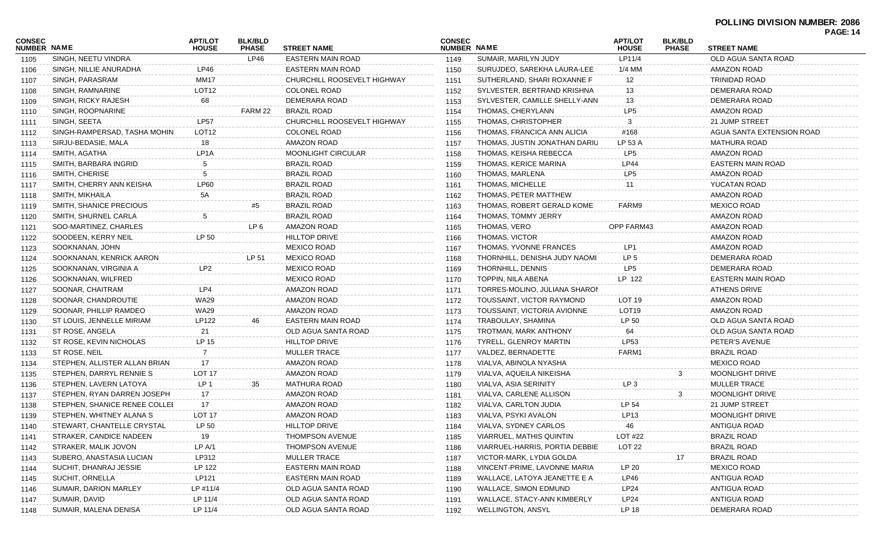**POLLING DIVISION NUMBER: 2086**

| CONSEC NUMBER | NAME | APT/LOT HOUSE | BLK/BLD PHASE | STREET NAME |
|---|---|---|---|---|
| 1105 | SINGH, NEETU VINDRA | | LP46 | EASTERN MAIN ROAD |
| 1106 | SINGH, NILLIE ANURADHA | LP46 | | EASTERN MAIN ROAD |
| 1107 | SINGH, PARASRAM | MM17 | | CHURCHILL ROOSEVELT HIGHWAY |
| 1108 | SINGH, RAMNARINE | LOT12 | | COLONEL ROAD |
| 1109 | SINGH, RICKY RAJESH | 68 | | DEMERARA ROAD |
| 1110 | SINGH, ROOPNARINE | | FARM 22 | BRAZIL ROAD |
| 1111 | SINGH, SEETA | LP57 | | CHURCHILL ROOSEVELT HIGHWAY |
| 1112 | SINGH-RAMPERSAD, TASHA MOHIN | LOT12 | | COLONEL ROAD |
| 1113 | SIRJU-BEDASIE, MALA | 18 | | AMAZON ROAD |
| 1114 | SMITH, AGATHA | LP1A | | MOONLIGHT CIRCULAR |
| 1115 | SMITH, BARBARA INGRID | 5 | | BRAZIL ROAD |
| 1116 | SMITH, CHERISE | 5 | | BRAZIL ROAD |
| 1117 | SMITH, CHERRY ANN KEISHA | LP60 | | BRAZIL ROAD |
| 1118 | SMITH, MIKHAILA | 5A | | BRAZIL ROAD |
| 1119 | SMITH, SHANICE PRECIOUS | | #5 | BRAZIL ROAD |
| 1120 | SMITH, SHURNEL CARLA | 5 | | BRAZIL ROAD |
| 1121 | SOO-MARTINEZ, CHARLES | | LP 6 | AMAZON ROAD |
| 1122 | SOODEEN, KERRY NEIL | LP 50 | | HILLTOP DRIVE |
| 1123 | SOOKNANAN, JOHN | | | MEXICO ROAD |
| 1124 | SOOKNANAN, KENRICK AARON | | LP 51 | MEXICO ROAD |
| 1125 | SOOKNANAN, VIRGINIA A | LP2 | | MEXICO ROAD |
| 1126 | SOOKNANAN, WILFRED | | | MEXICO ROAD |
| 1127 | SOONAR, CHAITRAM | LP4 | | AMAZON ROAD |
| 1128 | SOONAR, CHANDROUTIE | WA29 | | AMAZON ROAD |
| 1129 | SOONAR, PHILLIP RAMDEO | WA29 | | AMAZON ROAD |
| 1130 | ST LOUIS, JENNELLE MIRIAM | LP122 | 46 | EASTERN MAIN ROAD |
| 1131 | ST ROSE, ANGELA | 21 | | OLD AGUA SANTA ROAD |
| 1132 | ST ROSE, KEVIN NICHOLAS | LP 15 | | HILLTOP DRIVE |
| 1133 | ST ROSE, NEIL | 7 | | MULLER TRACE |
| 1134 | STEPHEN, ALLISTER ALLAN BRIAN | 17 | | AMAZON ROAD |
| 1135 | STEPHEN, DARRYL RENNIE S | LOT 17 | | AMAZON ROAD |
| 1136 | STEPHEN, LAVERN LATOYA | LP 1 | 35 | MATHURA ROAD |
| 1137 | STEPHEN, RYAN DARREN JOSEPH | 17 | | AMAZON ROAD |
| 1138 | STEPHEN, SHANICE RENEE COLLEI | 17 | | AMAZON ROAD |
| 1139 | STEPHEN, WHITNEY ALANA S | LOT 17 | | AMAZON ROAD |
| 1140 | STEWART, CHANTELLE CRYSTAL | LP 50 | | HILLTOP DRIVE |
| 1141 | STRAKER, CANDICE NADEEN | 19 | | THOMPSON AVENUE |
| 1142 | STRAKER, MALIK JOVON | LP A/1 | | THOMPSON AVENUE |
| 1143 | SUBERO, ANASTASIA LUCIAN | LP312 | | MULLER TRACE |
| 1144 | SUCHIT, DHANRAJ JESSIE | LP 122 | | EASTERN MAIN ROAD |
| 1145 | SUCHIT, ORNELLA | LP121 | | EASTERN MAIN ROAD |
| 1146 | SUMAIR, DARION MARLEY | LP #11/4 | | OLD AGUA SANTA ROAD |
| 1147 | SUMAIR, DAVID | LP 11/4 | | OLD AGUA SANTA ROAD |
| 1148 | SUMAIR, MALENA DENISA | LP 11/4 | | OLD AGUA SANTA ROAD |
| 1149 | SUMAIR, MARILYN JUDY | LP11/4 | | OLD AGUA SANTA ROAD |
| 1150 | SURUJDEO, SAREKHA LAURA-LEE | 1/4 MM | | AMAZON ROAD |
| 1151 | SUTHERLAND, SHARI ROXANNE F | 12 | | TRINIDAD ROAD |
| 1152 | SYLVESTER, BERTRAND KRISHNA | 13 | | DEMERARA ROAD |
| 1153 | SYLVESTER, CAMILLE SHELLY-ANN | 13 | | DEMERARA ROAD |
| 1154 | THOMAS, CHERYLANN | LP5 | | AMAZON ROAD |
| 1155 | THOMAS, CHRISTOPHER | 3 | | 21 JUMP STREET |
| 1156 | THOMAS, FRANCICA ANN ALICIA | #168 | | AGUA SANTA EXTENSION ROAD |
| 1157 | THOMAS, JUSTIN JONATHAN DARIU | LP 53 A | | MATHURA ROAD |
| 1158 | THOMAS, KEISHA REBECCA | LP5 | | AMAZON ROAD |
| 1159 | THOMAS, KERICE MARINA | LP44 | | EASTERN MAIN ROAD |
| 1160 | THOMAS, MARLENA | LP5 | | AMAZON ROAD |
| 1161 | THOMAS, MICHELLE | 11 | | YUCATAN ROAD |
| 1162 | THOMAS, PETER MATTHEW | | | AMAZON ROAD |
| 1163 | THOMAS, ROBERT GERALD KOME | FARM9 | | MEXICO ROAD |
| 1164 | THOMAS, TOMMY JERRY | | | AMAZON ROAD |
| 1165 | THOMAS, VERO | OPP FARM43 | | AMAZON ROAD |
| 1166 | THOMAS, VICTOR | | | AMAZON ROAD |
| 1167 | THOMAS, YVONNE FRANCES | LP1 | | AMAZON ROAD |
| 1168 | THORNHILL, DENISHA JUDY NAOMI | LP 5 | | DEMERARA ROAD |
| 1169 | THORNHILL, DENNIS | LP5 | | DEMERARA ROAD |
| 1170 | TOPPIN, NILA ABENA | LP 122 | | EASTERN MAIN ROAD |
| 1171 | TORRES-MOLINO, JULIANA SHARON | | | ATHENS DRIVE |
| 1172 | TOUSSAINT, VICTOR RAYMOND | LOT 19 | | AMAZON ROAD |
| 1173 | TOUSSAINT, VICTORIA AVIONNE | LOT19 | | AMAZON ROAD |
| 1174 | TRABOULAY, SHAMINA | LP 50 | | OLD AGUA SANTA ROAD |
| 1175 | TROTMAN, MARK ANTHONY | 64 | | OLD AGUA SANTA ROAD |
| 1176 | TYRELL, GLENROY MARTIN | LP53 | | PETER'S AVENUE |
| 1177 | VALDEZ, BERNADETTE | FARM1 | | BRAZIL ROAD |
| 1178 | VIALVA, ABINOLA NYASHA | | | MEXICO ROAD |
| 1179 | VIALVA, AQUEILA NIKEISHA | | 3 | MOONLIGHT DRIVE |
| 1180 | VIALVA, ASIA SERINITY | LP 3 | | MULLER TRACE |
| 1181 | VIALVA, CARLENE ALLISON | | 3 | MOONLIGHT DRIVE |
| 1182 | VIALVA, CARLTON JUDIA | LP 54 | | 21 JUMP STREET |
| 1183 | VIALVA, PSYKI AVALON | LP13 | | MOONLIGHT DRIVE |
| 1184 | VIALVA, SYDNEY CARLOS | 46 | | ANTIGUA ROAD |
| 1185 | VIARRUEL, MATHIS QUINTIN | LOT #22 | | BRAZIL ROAD |
| 1186 | VIARRUEL-HARRIS, PORTIA DEBBIE | LOT 22 | | BRAZIL ROAD |
| 1187 | VICTOR-MARK, LYDIA GOLDA | | 17 | BRAZIL ROAD |
| 1188 | VINCENT-PRIME, LAVONNE MARIA | LP 20 | | MEXICO ROAD |
| 1189 | WALLACE, LATOYA JEANETTE E A | LP46 | | ANTIGUA ROAD |
| 1190 | WALLACE, SIMON EDMUND | LP24 | | ANTIGUA ROAD |
| 1191 | WALLACE, STACY-ANN KIMBERLY | LP24 | | ANTIGUA ROAD |
| 1192 | WELLINGTON, ANSYL | LP 18 | | DEMERARA ROAD |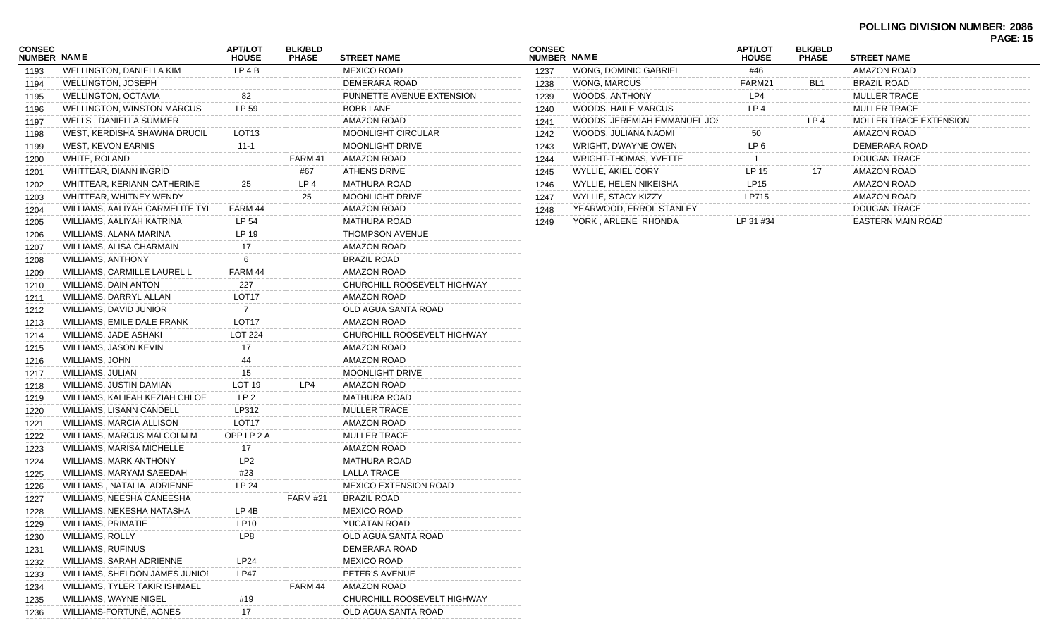# POLLING DIVISION NUMBER: 2086

| CONSEC NUMBER | NAME | APT/LOT HOUSE | BLK/BLD PHASE | STREET NAME |
|---|---|---|---|---|
| 1193 | WELLINGTON, DANIELLA KIM | LP 4 B | | MEXICO ROAD |
| 1194 | WELLINGTON, JOSEPH | | | DEMERARA ROAD |
| 1195 | WELLINGTON, OCTAVIA | 82 | | PUNNETTE AVENUE EXTENSION |
| 1196 | WELLINGTON, WINSTON MARCUS | LP 59 | | BOBB LANE |
| 1197 | WELLS , DANIELLA SUMMER | | | AMAZON ROAD |
| 1198 | WEST, KERDISHA SHAWNA DRUCIL | LOT13 | | MOONLIGHT CIRCULAR |
| 1199 | WEST, KEVON EARNIS | 11-1 | | MOONLIGHT DRIVE |
| 1200 | WHITE, ROLAND | | FARM 41 | AMAZON ROAD |
| 1201 | WHITTEAR, DIANN INGRID | | #67 | ATHENS DRIVE |
| 1202 | WHITTEAR, KERIANN CATHERINE | 25 | LP 4 | MATHURA ROAD |
| 1203 | WHITTEAR, WHITNEY WENDY | | 25 | MOONLIGHT DRIVE |
| 1204 | WILLIAMS, AALIYAH CARMELITE TYI | FARM 44 | | AMAZON ROAD |
| 1205 | WILLIAMS, AALIYAH KATRINA | LP 54 | | MATHURA ROAD |
| 1206 | WILLIAMS, ALANA MARINA | LP 19 | | THOMPSON AVENUE |
| 1207 | WILLIAMS, ALISA CHARMAIN | 17 | | AMAZON ROAD |
| 1208 | WILLIAMS, ANTHONY | 6 | | BRAZIL ROAD |
| 1209 | WILLIAMS, CARMILLE LAUREL L | FARM 44 | | AMAZON ROAD |
| 1210 | WILLIAMS, DAIN ANTON | 227 | | CHURCHILL ROOSEVELT HIGHWAY |
| 1211 | WILLIAMS, DARRYL ALLAN | LOT17 | | AMAZON ROAD |
| 1212 | WILLIAMS, DAVID JUNIOR | 7 | | OLD AGUA SANTA ROAD |
| 1213 | WILLIAMS, EMILE DALE FRANK | LOT17 | | AMAZON ROAD |
| 1214 | WILLIAMS, JADE ASHAKI | LOT 224 | | CHURCHILL ROOSEVELT HIGHWAY |
| 1215 | WILLIAMS, JASON KEVIN | 17 | | AMAZON ROAD |
| 1216 | WILLIAMS, JOHN | 44 | | AMAZON ROAD |
| 1217 | WILLIAMS, JULIAN | 15 | | MOONLIGHT DRIVE |
| 1218 | WILLIAMS, JUSTIN DAMIAN | LOT 19 | LP4 | AMAZON ROAD |
| 1219 | WILLIAMS, KALIFAH KEZIAH CHLOE | LP 2 | | MATHURA ROAD |
| 1220 | WILLIAMS, LISANN CANDELL | LP312 | | MULLER TRACE |
| 1221 | WILLIAMS, MARCIA ALLISON | LOT17 | | AMAZON ROAD |
| 1222 | WILLIAMS, MARCUS MALCOLM M | OPP LP 2 A | | MULLER TRACE |
| 1223 | WILLIAMS, MARISA MICHELLE | 17 | | AMAZON ROAD |
| 1224 | WILLIAMS, MARK ANTHONY | LP2 | | MATHURA ROAD |
| 1225 | WILLIAMS, MARYAM SAEEDAH | #23 | | LALLA TRACE |
| 1226 | WILLIAMS , NATALIA ADRIENNE | LP 24 | | MEXICO EXTENSION ROAD |
| 1227 | WILLIAMS, NEESHA CANEESHA | | FARM #21 | BRAZIL ROAD |
| 1228 | WILLIAMS, NEKESHA NATASHA | LP 4B | | MEXICO ROAD |
| 1229 | WILLIAMS, PRIMATIE | LP10 | | YUCATAN ROAD |
| 1230 | WILLIAMS, ROLLY | LP8 | | OLD AGUA SANTA ROAD |
| 1231 | WILLIAMS, RUFINUS | | | DEMERARA ROAD |
| 1232 | WILLIAMS, SARAH ADRIENNE | LP24 | | MEXICO ROAD |
| 1233 | WILLIAMS, SHELDON JAMES JUNIOI | LP47 | | PETER'S AVENUE |
| 1234 | WILLIAMS, TYLER TAKIR ISHMAEL | | FARM 44 | AMAZON ROAD |
| 1235 | WILLIAMS, WAYNE NIGEL | #19 | | CHURCHILL ROOSEVELT HIGHWAY |
| 1236 | WILLIAMS-FORTUNÉ, AGNES | 17 | | OLD AGUA SANTA ROAD |
| 1237 | WONG, DOMINIC GABRIEL | #46 | | AMAZON ROAD |
| 1238 | WONG, MARCUS | FARM21 | BL1 | BRAZIL ROAD |
| 1239 | WOODS, ANTHONY | LP4 | | MULLER TRACE |
| 1240 | WOODS, HAILE MARCUS | LP 4 | | MULLER TRACE |
| 1241 | WOODS, JEREMIAH EMMANUEL JO! | | LP 4 | MOLLER TRACE EXTENSION |
| 1242 | WOODS, JULIANA NAOMI | 50 | | AMAZON ROAD |
| 1243 | WRIGHT, DWAYNE OWEN | LP 6 | | DEMERARA ROAD |
| 1244 | WRIGHT-THOMAS, YVETTE | 1 | | DOUGAN TRACE |
| 1245 | WYLLIE, AKIEL CORY | LP 15 | 17 | AMAZON ROAD |
| 1246 | WYLLIE, HELEN NIKEISHA | LP15 | | AMAZON ROAD |
| 1247 | WYLLIE, STACY KIZZY | LP715 | | AMAZON ROAD |
| 1248 | YEARWOOD, ERROL STANLEY | | | DOUGAN TRACE |
| 1249 | YORK , ARLENE RHONDA | LP 31 #34 | | EASTERN MAIN ROAD |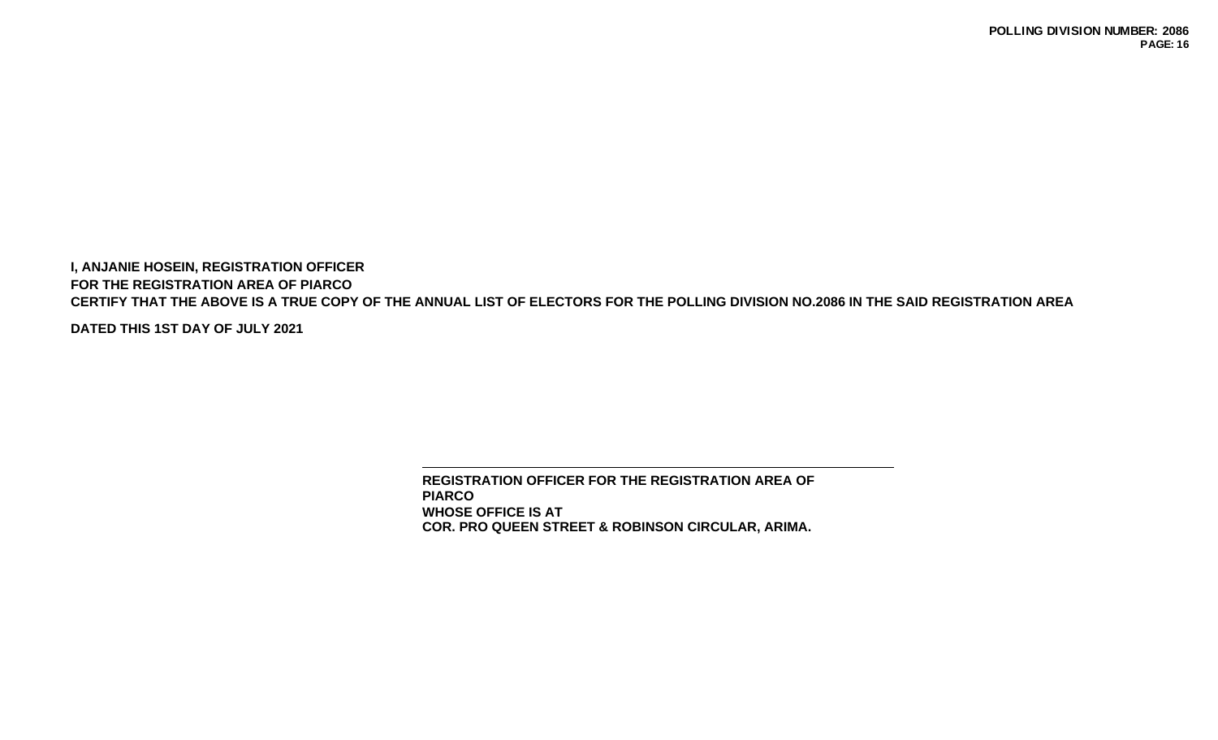**I, ANJANIE HOSEIN, REGISTRATION OFFICER**
**FOR THE REGISTRATION AREA OF PIARCO**
**CERTIFY THAT THE ABOVE IS A TRUE COPY OF THE ANNUAL LIST OF ELECTORS FOR THE POLLING DIVISION NO.2086 IN THE SAID REGISTRATION AREA**

**DATED THIS 1ST DAY OF JULY 2021**

---

**REGISTRATION OFFICER FOR THE REGISTRATION AREA OF PIARCO**
**WHOSE OFFICE IS AT**
**COR. PRO QUEEN STREET & ROBINSON CIRCULAR, ARIMA.**